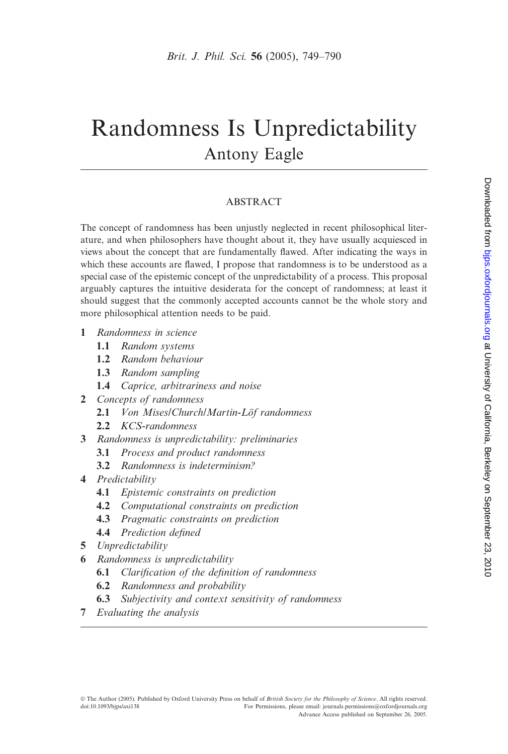# Randomness Is Unpredictability

Antony Eagle

## ABSTRACT

The concept of randomness has been unjustly neglected in recent philosophical literature, and when philosophers have thought about it, they have usually acquiesced in views about the concept that are fundamentally flawed. After indicating the ways in which these accounts are flawed, I propose that randomness is to be understood as a special case of the epistemic concept of the unpredictability of a process. This proposal arguably captures the intuitive desiderata for the concept of randomness; at least it should suggest that the commonly accepted accounts cannot be the whole story and more philosophical attention needs to be paid.

- **1** *Randomness in science*
  - **1.1** *Random systems*
  - **1.2** *Random behaviour*
  - **1.3** *Random sampling*
  - **1.4** *Caprice, arbitrariness and noise*
- **2** *Concepts of randomness*
  - **2.1** *Von Mises/Church/Martin-Löf randomness*
  - **2.2** *KCS-randomness*
- **3** *Randomness is unpredictability: preliminaries*
  - **3.1** *Process and product randomness*
  - **3.2** *Randomness is indeterminism?*
- **4** *Predictability*
  - **4.1** *Epistemic constraints on prediction*
  - **4.2** *Computational constraints on prediction*
  - **4.3** *Pragmatic constraints on prediction*
  - **4.4** *Prediction defined*
- **5** *Unpredictability*
- **6** *Randomness is unpredictability*
  - **6.1** *Clarification of the definition of randomness*
  - **6.2** *Randomness and probability*
  - **6.3** *Subjectivity and context sensitivity of randomness*
- **7** *Evaluating the analysis*

© The Author (2005). Published by Oxford University Press on behalf of *British Society for the Philosophy of Science*. All rights reserved.
doi:10.1093/bjps/axi138 For Permissions, please email: journals.permissions@oxfordjournals.org
Advance Access published on September 26, 2005.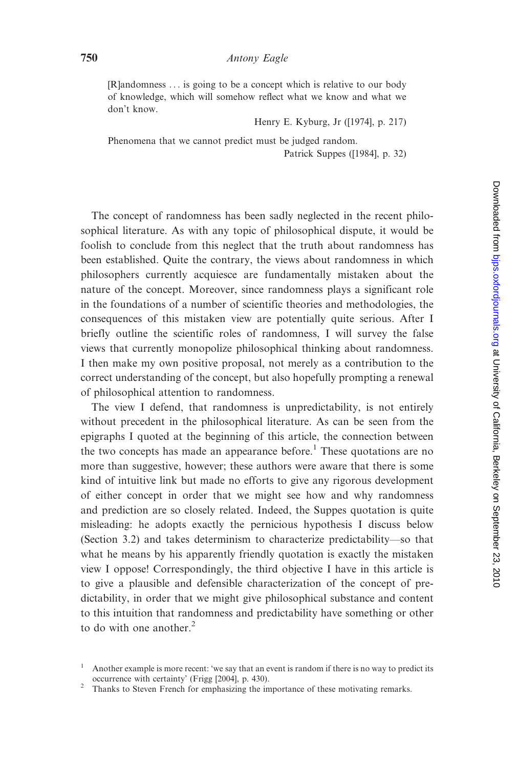> [R]andomness ... is going to be a concept which is relative to our body of knowledge, which will somehow reflect what we know and what we don't know.
>
> Henry E. Kyburg, Jr ([1974], p. 217)

> Phenomena that we cannot predict must be judged random.
>
> Patrick Suppes ([1984], p. 32)

The concept of randomness has been sadly neglected in the recent philosophical literature. As with any topic of philosophical dispute, it would be foolish to conclude from this neglect that the truth about randomness has been established. Quite the contrary, the views about randomness in which philosophers currently acquiesce are fundamentally mistaken about the nature of the concept. Moreover, since randomness plays a significant role in the foundations of a number of scientific theories and methodologies, the consequences of this mistaken view are potentially quite serious. After I briefly outline the scientific roles of randomness, I will survey the false views that currently monopolize philosophical thinking about randomness. I then make my own positive proposal, not merely as a contribution to the correct understanding of the concept, but also hopefully prompting a renewal of philosophical attention to randomness.

The view I defend, that randomness is unpredictability, is not entirely without precedent in the philosophical literature. As can be seen from the epigraphs I quoted at the beginning of this article, the connection between the two concepts has made an appearance before.[1] These quotations are no more than suggestive, however; these authors were aware that there is some kind of intuitive link but made no efforts to give any rigorous development of either concept in order that we might see how and why randomness and prediction are so closely related. Indeed, the Suppes quotation is quite misleading: he adopts exactly the pernicious hypothesis I discuss below (Section 3.2) and takes determinism to characterize predictability—so that what he means by his apparently friendly quotation is exactly the mistaken view I oppose! Correspondingly, the third objective I have in this article is to give a plausible and defensible characterization of the concept of predictability, in order that we might give philosophical substance and content to this intuition that randomness and predictability have something or other to do with one another.[2]

[1] Another example is more recent: 'we say that an event is random if there is no way to predict its occurrence with certainty' (Frigg [2004], p. 430).

[2] Thanks to Steven French for emphasizing the importance of these motivating remarks.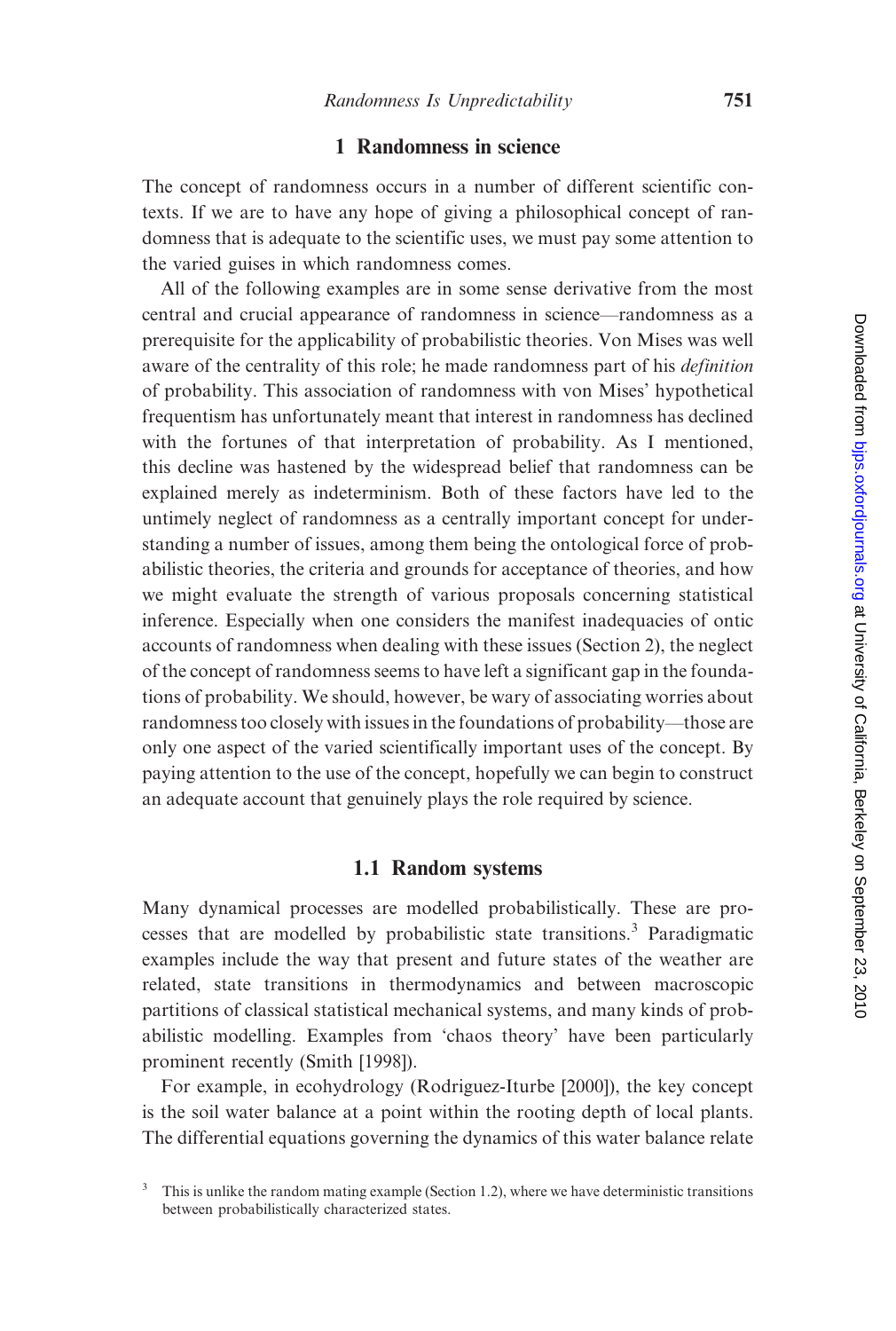## 1 Randomness in science

The concept of randomness occurs in a number of different scientific contexts. If we are to have any hope of giving a philosophical concept of randomness that is adequate to the scientific uses, we must pay some attention to the varied guises in which randomness comes.

All of the following examples are in some sense derivative from the most central and crucial appearance of randomness in science—randomness as a prerequisite for the applicability of probabilistic theories. Von Mises was well aware of the centrality of this role; he made randomness part of his *definition* of probability. This association of randomness with von Mises' hypothetical frequentism has unfortunately meant that interest in randomness has declined with the fortunes of that interpretation of probability. As I mentioned, this decline was hastened by the widespread belief that randomness can be explained merely as indeterminism. Both of these factors have led to the untimely neglect of randomness as a centrally important concept for understanding a number of issues, among them being the ontological force of probabilistic theories, the criteria and grounds for acceptance of theories, and how we might evaluate the strength of various proposals concerning statistical inference. Especially when one considers the manifest inadequacies of ontic accounts of randomness when dealing with these issues (Section 2), the neglect of the concept of randomness seems to have left a significant gap in the foundations of probability. We should, however, be wary of associating worries about randomness too closely with issues in the foundations of probability—those are only one aspect of the varied scientifically important uses of the concept. By paying attention to the use of the concept, hopefully we can begin to construct an adequate account that genuinely plays the role required by science.

### 1.1 Random systems

Many dynamical processes are modelled probabilistically. These are processes that are modelled by probabilistic state transitions.[3] Paradigmatic examples include the way that present and future states of the weather are related, state transitions in thermodynamics and between macroscopic partitions of classical statistical mechanical systems, and many kinds of probabilistic modelling. Examples from 'chaos theory' have been particularly prominent recently (Smith [1998]).

For example, in ecohydrology (Rodriguez-Iturbe [2000]), the key concept is the soil water balance at a point within the rooting depth of local plants. The differential equations governing the dynamics of this water balance relate

[3] This is unlike the random mating example (Section 1.2), where we have deterministic transitions between probabilistically characterized states.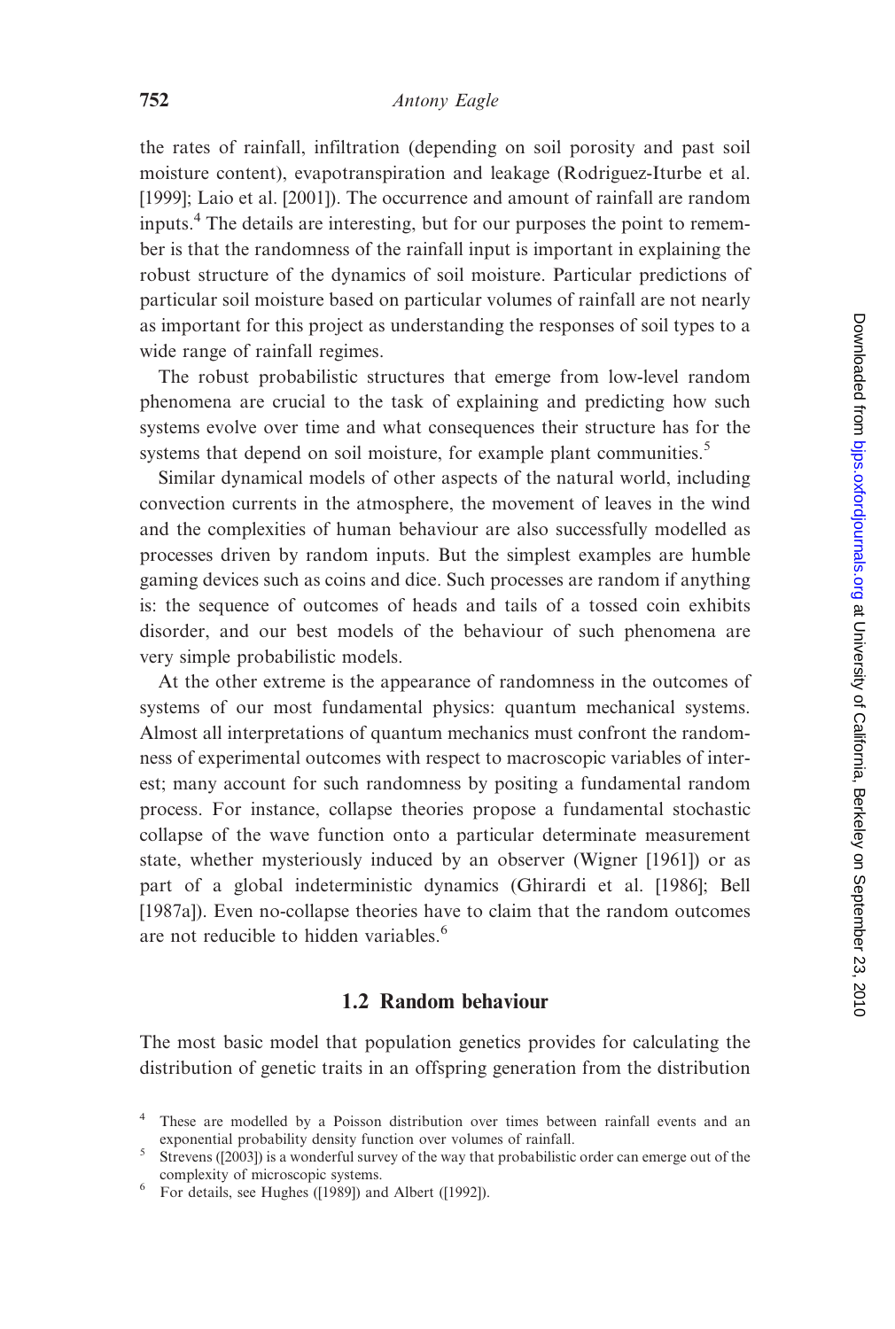the rates of rainfall, infiltration (depending on soil porosity and past soil moisture content), evapotranspiration and leakage (Rodriguez-Iturbe et al. [1999]; Laio et al. [2001]). The occurrence and amount of rainfall are random inputs.[4] The details are interesting, but for our purposes the point to remember is that the randomness of the rainfall input is important in explaining the robust structure of the dynamics of soil moisture. Particular predictions of particular soil moisture based on particular volumes of rainfall are not nearly as important for this project as understanding the responses of soil types to a wide range of rainfall regimes.

The robust probabilistic structures that emerge from low-level random phenomena are crucial to the task of explaining and predicting how such systems evolve over time and what consequences their structure has for the systems that depend on soil moisture, for example plant communities.[5]

Similar dynamical models of other aspects of the natural world, including convection currents in the atmosphere, the movement of leaves in the wind and the complexities of human behaviour are also successfully modelled as processes driven by random inputs. But the simplest examples are humble gaming devices such as coins and dice. Such processes are random if anything is: the sequence of outcomes of heads and tails of a tossed coin exhibits disorder, and our best models of the behaviour of such phenomena are very simple probabilistic models.

At the other extreme is the appearance of randomness in the outcomes of systems of our most fundamental physics: quantum mechanical systems. Almost all interpretations of quantum mechanics must confront the randomness of experimental outcomes with respect to macroscopic variables of interest; many account for such randomness by positing a fundamental random process. For instance, collapse theories propose a fundamental stochastic collapse of the wave function onto a particular determinate measurement state, whether mysteriously induced by an observer (Wigner [1961]) or as part of a global indeterministic dynamics (Ghirardi et al. [1986]; Bell [1987a]). Even no-collapse theories have to claim that the random outcomes are not reducible to hidden variables.[6]

### 1.2 Random behaviour

The most basic model that population genetics provides for calculating the distribution of genetic traits in an offspring generation from the distribution

---

[4] These are modelled by a Poisson distribution over times between rainfall events and an exponential probability density function over volumes of rainfall.

[5] Strevens ([2003]) is a wonderful survey of the way that probabilistic order can emerge out of the complexity of microscopic systems.

[6] For details, see Hughes ([1989]) and Albert ([1992]).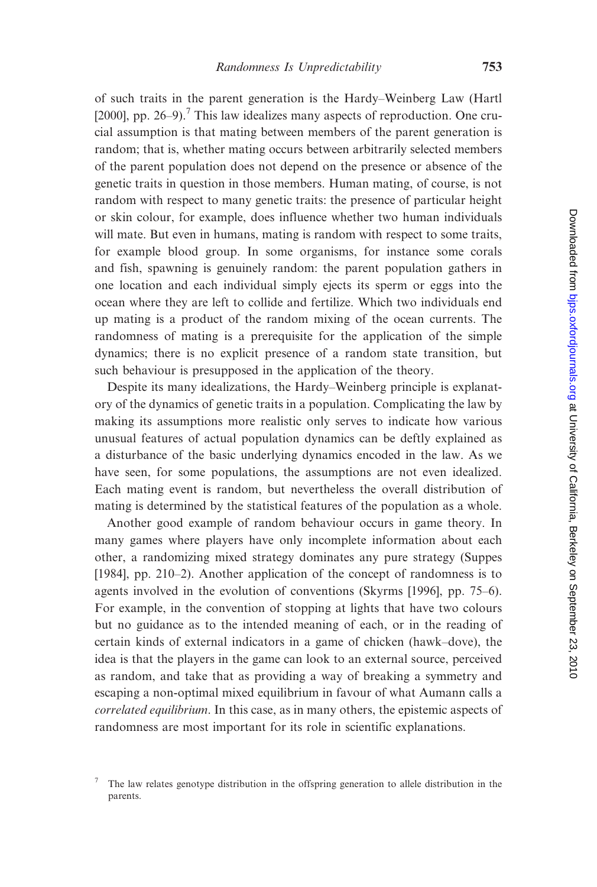of such traits in the parent generation is the Hardy–Weinberg Law (Hartl [2000], pp. 26–9).[7] This law idealizes many aspects of reproduction. One crucial assumption is that mating between members of the parent generation is random; that is, whether mating occurs between arbitrarily selected members of the parent population does not depend on the presence or absence of the genetic traits in question in those members. Human mating, of course, is not random with respect to many genetic traits: the presence of particular height or skin colour, for example, does influence whether two human individuals will mate. But even in humans, mating is random with respect to some traits, for example blood group. In some organisms, for instance some corals and fish, spawning is genuinely random: the parent population gathers in one location and each individual simply ejects its sperm or eggs into the ocean where they are left to collide and fertilize. Which two individuals end up mating is a product of the random mixing of the ocean currents. The randomness of mating is a prerequisite for the application of the simple dynamics; there is no explicit presence of a random state transition, but such behaviour is presupposed in the application of the theory.

Despite its many idealizations, the Hardy–Weinberg principle is explanatory of the dynamics of genetic traits in a population. Complicating the law by making its assumptions more realistic only serves to indicate how various unusual features of actual population dynamics can be deftly explained as a disturbance of the basic underlying dynamics encoded in the law. As we have seen, for some populations, the assumptions are not even idealized. Each mating event is random, but nevertheless the overall distribution of mating is determined by the statistical features of the population as a whole.

Another good example of random behaviour occurs in game theory. In many games where players have only incomplete information about each other, a randomizing mixed strategy dominates any pure strategy (Suppes [1984], pp. 210–2). Another application of the concept of randomness is to agents involved in the evolution of conventions (Skyrms [1996], pp. 75–6). For example, in the convention of stopping at lights that have two colours but no guidance as to the intended meaning of each, or in the reading of certain kinds of external indicators in a game of chicken (hawk–dove), the idea is that the players in the game can look to an external source, perceived as random, and take that as providing a way of breaking a symmetry and escaping a non-optimal mixed equilibrium in favour of what Aumann calls a *correlated equilibrium*. In this case, as in many others, the epistemic aspects of randomness are most important for its role in scientific explanations.

[7] The law relates genotype distribution in the offspring generation to allele distribution in the parents.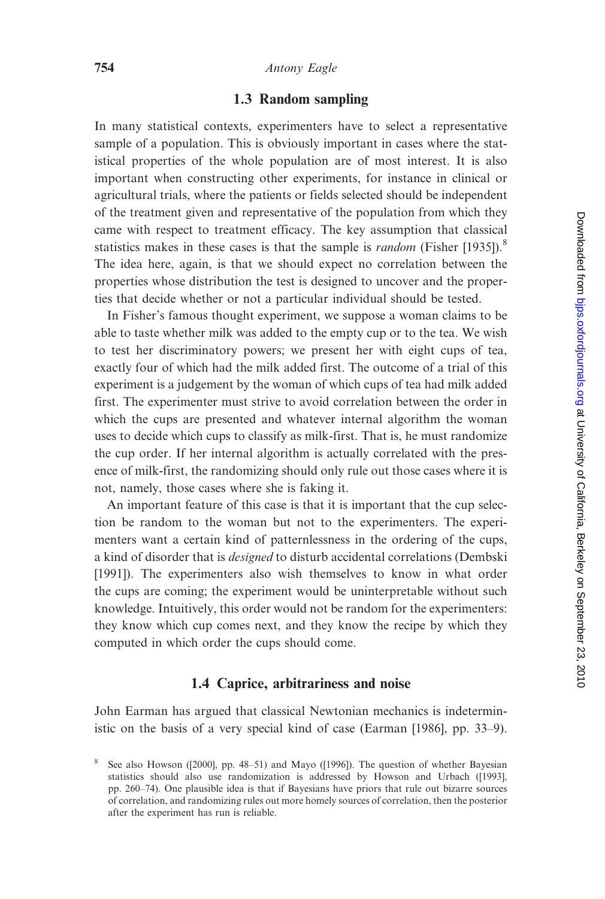### 1.3 Random sampling

In many statistical contexts, experimenters have to select a representative sample of a population. This is obviously important in cases where the statistical properties of the whole population are of most interest. It is also important when constructing other experiments, for instance in clinical or agricultural trials, where the patients or fields selected should be independent of the treatment given and representative of the population from which they came with respect to treatment efficacy. The key assumption that classical statistics makes in these cases is that the sample is *random* (Fisher [1935]).[8] The idea here, again, is that we should expect no correlation between the properties whose distribution the test is designed to uncover and the properties that decide whether or not a particular individual should be tested.

In Fisher's famous thought experiment, we suppose a woman claims to be able to taste whether milk was added to the empty cup or to the tea. We wish to test her discriminatory powers; we present her with eight cups of tea, exactly four of which had the milk added first. The outcome of a trial of this experiment is a judgement by the woman of which cups of tea had milk added first. The experimenter must strive to avoid correlation between the order in which the cups are presented and whatever internal algorithm the woman uses to decide which cups to classify as milk-first. That is, he must randomize the cup order. If her internal algorithm is actually correlated with the presence of milk-first, the randomizing should only rule out those cases where it is not, namely, those cases where she is faking it.

An important feature of this case is that it is important that the cup selection be random to the woman but not to the experimenters. The experimenters want a certain kind of patternlessness in the ordering of the cups, a kind of disorder that is *designed* to disturb accidental correlations (Dembski [1991]). The experimenters also wish themselves to know in what order the cups are coming; the experiment would be uninterpretable without such knowledge. Intuitively, this order would not be random for the experimenters: they know which cup comes next, and they know the recipe by which they computed in which order the cups should come.

### 1.4 Caprice, arbitrariness and noise

John Earman has argued that classical Newtonian mechanics is indeterministic on the basis of a very special kind of case (Earman [1986], pp. 33–9).

[8] See also Howson ([2000], pp. 48–51) and Mayo ([1996]). The question of whether Bayesian statistics should also use randomization is addressed by Howson and Urbach ([1993], pp. 260–74). One plausible idea is that if Bayesians have priors that rule out bizarre sources of correlation, and randomizing rules out more homely sources of correlation, then the posterior after the experiment has run is reliable.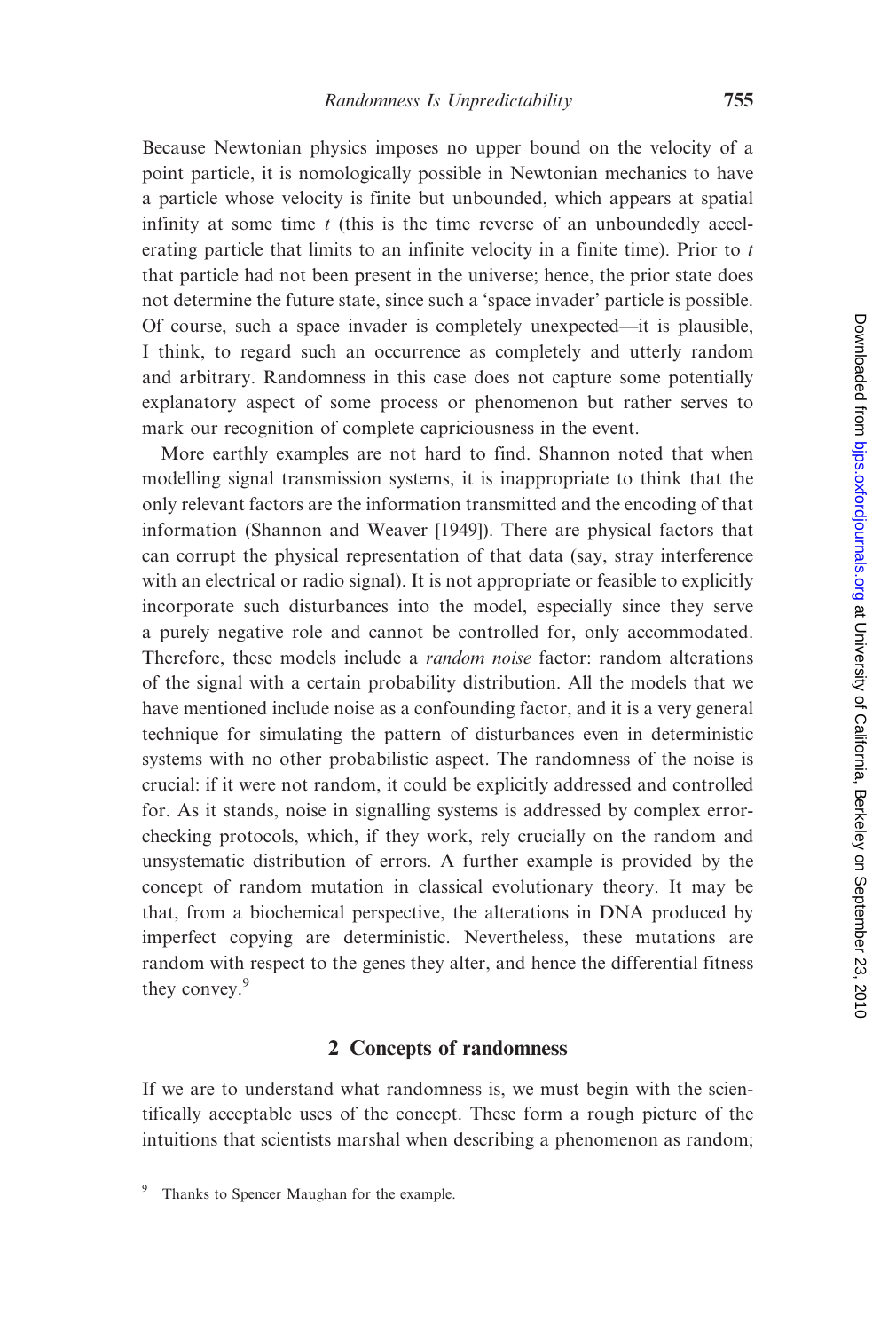Because Newtonian physics imposes no upper bound on the velocity of a point particle, it is nomologically possible in Newtonian mechanics to have a particle whose velocity is finite but unbounded, which appears at spatial infinity at some time $t$ (this is the time reverse of an unboundedly accelerating particle that limits to an infinite velocity in a finite time). Prior to $t$ that particle had not been present in the universe; hence, the prior state does not determine the future state, since such a 'space invader' particle is possible. Of course, such a space invader is completely unexpected—it is plausible, I think, to regard such an occurrence as completely and utterly random and arbitrary. Randomness in this case does not capture some potentially explanatory aspect of some process or phenomenon but rather serves to mark our recognition of complete capriciousness in the event.

More earthly examples are not hard to find. Shannon noted that when modelling signal transmission systems, it is inappropriate to think that the only relevant factors are the information transmitted and the encoding of that information (Shannon and Weaver [1949]). There are physical factors that can corrupt the physical representation of that data (say, stray interference with an electrical or radio signal). It is not appropriate or feasible to explicitly incorporate such disturbances into the model, especially since they serve a purely negative role and cannot be controlled for, only accommodated. Therefore, these models include a *random noise* factor: random alterations of the signal with a certain probability distribution. All the models that we have mentioned include noise as a confounding factor, and it is a very general technique for simulating the pattern of disturbances even in deterministic systems with no other probabilistic aspect. The randomness of the noise is crucial: if it were not random, it could be explicitly addressed and controlled for. As it stands, noise in signalling systems is addressed by complex error-checking protocols, which, if they work, rely crucially on the random and unsystematic distribution of errors. A further example is provided by the concept of random mutation in classical evolutionary theory. It may be that, from a biochemical perspective, the alterations in DNA produced by imperfect copying are deterministic. Nevertheless, these mutations are random with respect to the genes they alter, and hence the differential fitness they convey.[9]

## 2 Concepts of randomness

If we are to understand what randomness is, we must begin with the scientifically acceptable uses of the concept. These form a rough picture of the intuitions that scientists marshal when describing a phenomenon as random;

[9] Thanks to Spencer Maughan for the example.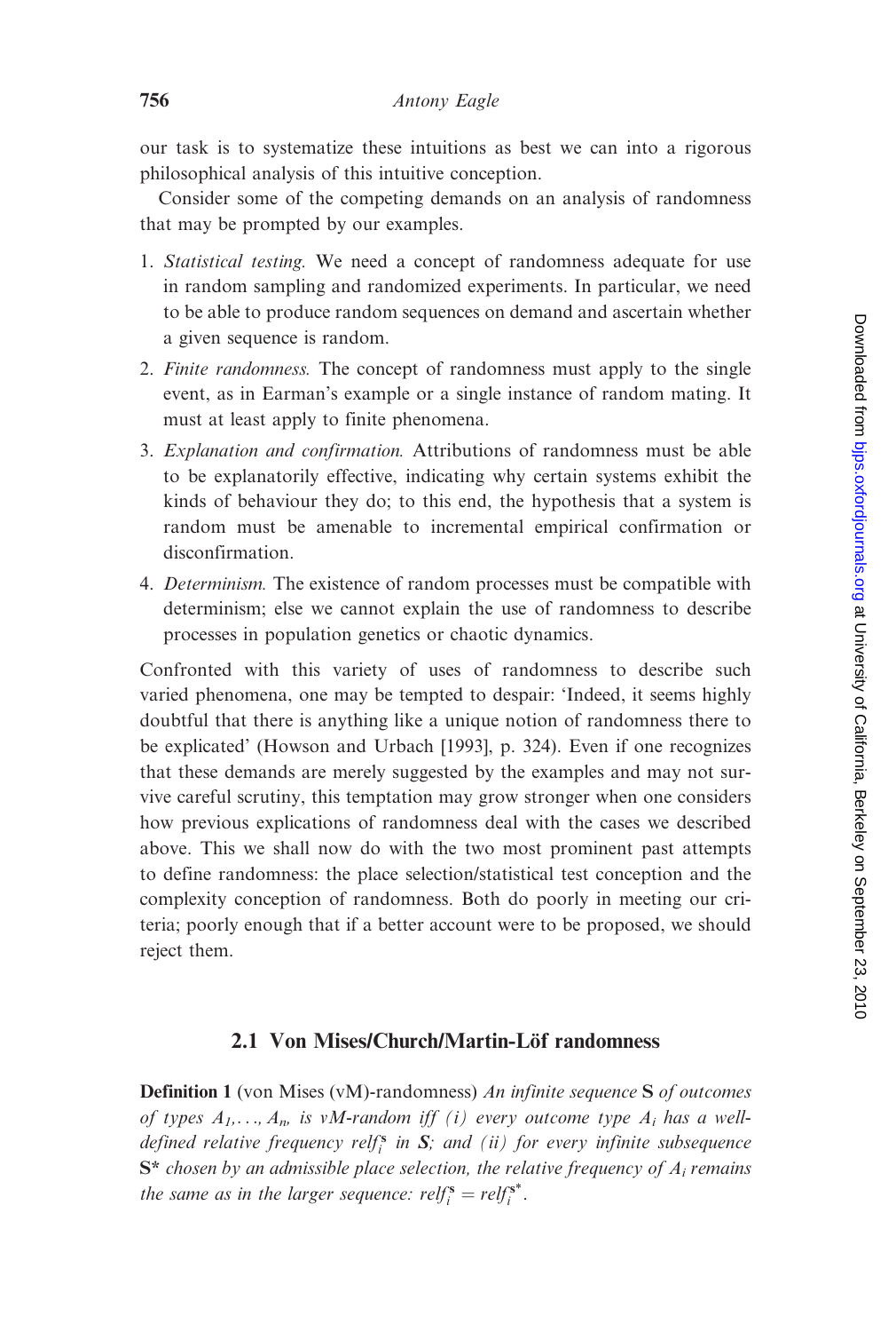our task is to systematize these intuitions as best we can into a rigorous philosophical analysis of this intuitive conception.

Consider some of the competing demands on an analysis of randomness that may be prompted by our examples.

1. *Statistical testing.* We need a concept of randomness adequate for use in random sampling and randomized experiments. In particular, we need to be able to produce random sequences on demand and ascertain whether a given sequence is random.
2. *Finite randomness.* The concept of randomness must apply to the single event, as in Earman's example or a single instance of random mating. It must at least apply to finite phenomena.
3. *Explanation and confirmation.* Attributions of randomness must be able to be explanatorily effective, indicating why certain systems exhibit the kinds of behaviour they do; to this end, the hypothesis that a system is random must be amenable to incremental empirical confirmation or disconfirmation.
4. *Determinism.* The existence of random processes must be compatible with determinism; else we cannot explain the use of randomness to describe processes in population genetics or chaotic dynamics.

Confronted with this variety of uses of randomness to describe such varied phenomena, one may be tempted to despair: 'Indeed, it seems highly doubtful that there is anything like a unique notion of randomness there to be explicated' (Howson and Urbach [1993], p. 324). Even if one recognizes that these demands are merely suggested by the examples and may not survive careful scrutiny, this temptation may grow stronger when one considers how previous explications of randomness deal with the cases we described above. This we shall now do with the two most prominent past attempts to define randomness: the place selection/statistical test conception and the complexity conception of randomness. Both do poorly in meeting our criteria; poorly enough that if a better account were to be proposed, we should reject them.

### 2.1 Von Mises/Church/Martin-Löf randomness

**Definition 1** (von Mises (vM)-randomness) *An infinite sequence* **S** *of outcomes of types* $A_1, \ldots, A_n$*, is vM-random iff (i) every outcome type* $A_i$ *has a well-defined relative frequency* $relf_i^{\mathbf{S}}$ *in* **S***; and (ii) for every infinite subsequence* **S\*** *chosen by an admissible place selection, the relative frequency of* $A_i$ *remains the same as in the larger sequence:* $relf_i^{\mathbf{S}} = relf_i^{\mathbf{S}^*}$.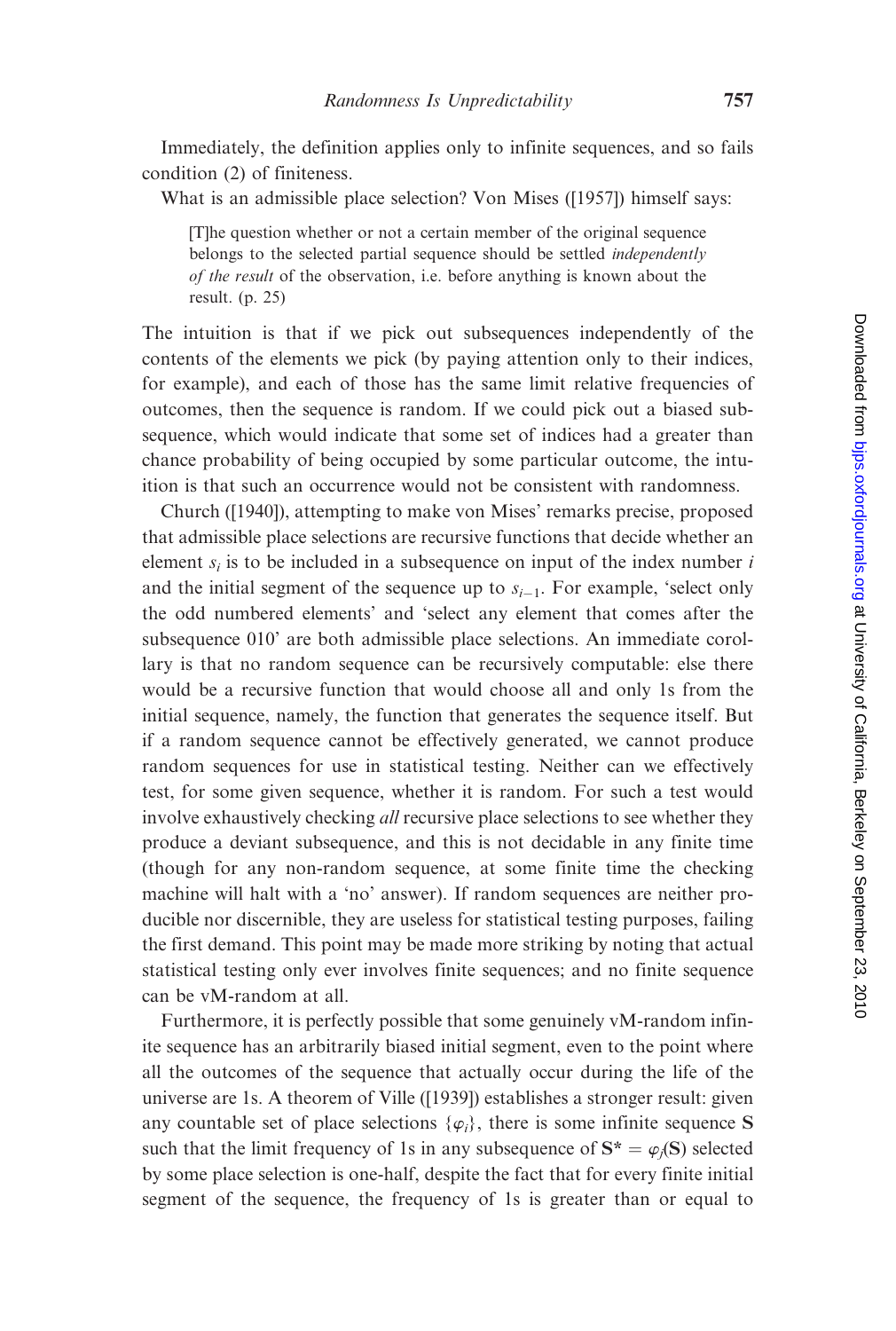Immediately, the definition applies only to infinite sequences, and so fails condition (2) of finiteness.

What is an admissible place selection? Von Mises ([1957]) himself says:

> [T]he question whether or not a certain member of the original sequence belongs to the selected partial sequence should be settled *independently of the result* of the observation, i.e. before anything is known about the result. (p. 25)

The intuition is that if we pick out subsequences independently of the contents of the elements we pick (by paying attention only to their indices, for example), and each of those has the same limit relative frequencies of outcomes, then the sequence is random. If we could pick out a biased subsequence, which would indicate that some set of indices had a greater than chance probability of being occupied by some particular outcome, the intuition is that such an occurrence would not be consistent with randomness.

Church ([1940]), attempting to make von Mises' remarks precise, proposed that admissible place selections are recursive functions that decide whether an element $s_i$ is to be included in a subsequence on input of the index number $i$ and the initial segment of the sequence up to $s_{i-1}$. For example, 'select only the odd numbered elements' and 'select any element that comes after the subsequence 010' are both admissible place selections. An immediate corollary is that no random sequence can be recursively computable: else there would be a recursive function that would choose all and only 1s from the initial sequence, namely, the function that generates the sequence itself. But if a random sequence cannot be effectively generated, we cannot produce random sequences for use in statistical testing. Neither can we effectively test, for some given sequence, whether it is random. For such a test would involve exhaustively checking *all* recursive place selections to see whether they produce a deviant subsequence, and this is not decidable in any finite time (though for any non-random sequence, at some finite time the checking machine will halt with a 'no' answer). If random sequences are neither producible nor discernible, they are useless for statistical testing purposes, failing the first demand. This point may be made more striking by noting that actual statistical testing only ever involves finite sequences; and no finite sequence can be vM-random at all.

Furthermore, it is perfectly possible that some genuinely vM-random infinite sequence has an arbitrarily biased initial segment, even to the point where all the outcomes of the sequence that actually occur during the life of the universe are 1s. A theorem of Ville ([1939]) establishes a stronger result: given any countable set of place selections $\{\varphi_i\}$, there is some infinite sequence $\mathbf{S}$ such that the limit frequency of 1s in any subsequence of $\mathbf{S}^* = \varphi_j(\mathbf{S})$ selected by some place selection is one-half, despite the fact that for every finite initial segment of the sequence, the frequency of 1s is greater than or equal to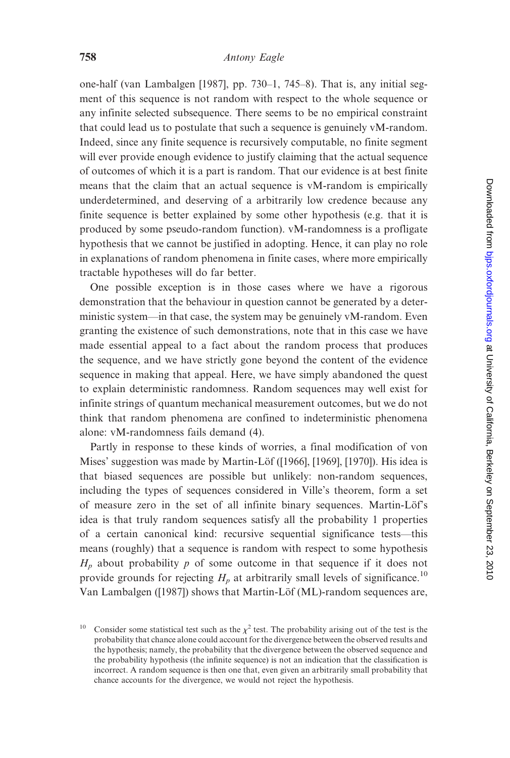one-half (van Lambalgen [1987], pp. 730–1, 745–8). That is, any initial segment of this sequence is not random with respect to the whole sequence or any infinite selected subsequence. There seems to be no empirical constraint that could lead us to postulate that such a sequence is genuinely vM-random. Indeed, since any finite sequence is recursively computable, no finite segment will ever provide enough evidence to justify claiming that the actual sequence of outcomes of which it is a part is random. That our evidence is at best finite means that the claim that an actual sequence is vM-random is empirically underdetermined, and deserving of a arbitrarily low credence because any finite sequence is better explained by some other hypothesis (e.g. that it is produced by some pseudo-random function). vM-randomness is a profligate hypothesis that we cannot be justified in adopting. Hence, it can play no role in explanations of random phenomena in finite cases, where more empirically tractable hypotheses will do far better.

One possible exception is in those cases where we have a rigorous demonstration that the behaviour in question cannot be generated by a deterministic system—in that case, the system may be genuinely vM-random. Even granting the existence of such demonstrations, note that in this case we have made essential appeal to a fact about the random process that produces the sequence, and we have strictly gone beyond the content of the evidence sequence in making that appeal. Here, we have simply abandoned the quest to explain deterministic randomness. Random sequences may well exist for infinite strings of quantum mechanical measurement outcomes, but we do not think that random phenomena are confined to indeterministic phenomena alone: vM-randomness fails demand (4).

Partly in response to these kinds of worries, a final modification of von Mises' suggestion was made by Martin-Löf ([1966], [1969], [1970]). His idea is that biased sequences are possible but unlikely: non-random sequences, including the types of sequences considered in Ville's theorem, form a set of measure zero in the set of all infinite binary sequences. Martin-Löf's idea is that truly random sequences satisfy all the probability 1 properties of a certain canonical kind: recursive sequential significance tests—this means (roughly) that a sequence is random with respect to some hypothesis $H_p$ about probability $p$ of some outcome in that sequence if it does not provide grounds for rejecting $H_p$ at arbitrarily small levels of significance.[10] Van Lambalgen ([1987]) shows that Martin-Löf (ML)-random sequences are,

[10] Consider some statistical test such as the $\chi^2$ test. The probability arising out of the test is the probability that chance alone could account for the divergence between the observed results and the hypothesis; namely, the probability that the divergence between the observed sequence and the probability hypothesis (the infinite sequence) is not an indication that the classification is incorrect. A random sequence is then one that, even given an arbitrarily small probability that chance accounts for the divergence, we would not reject the hypothesis.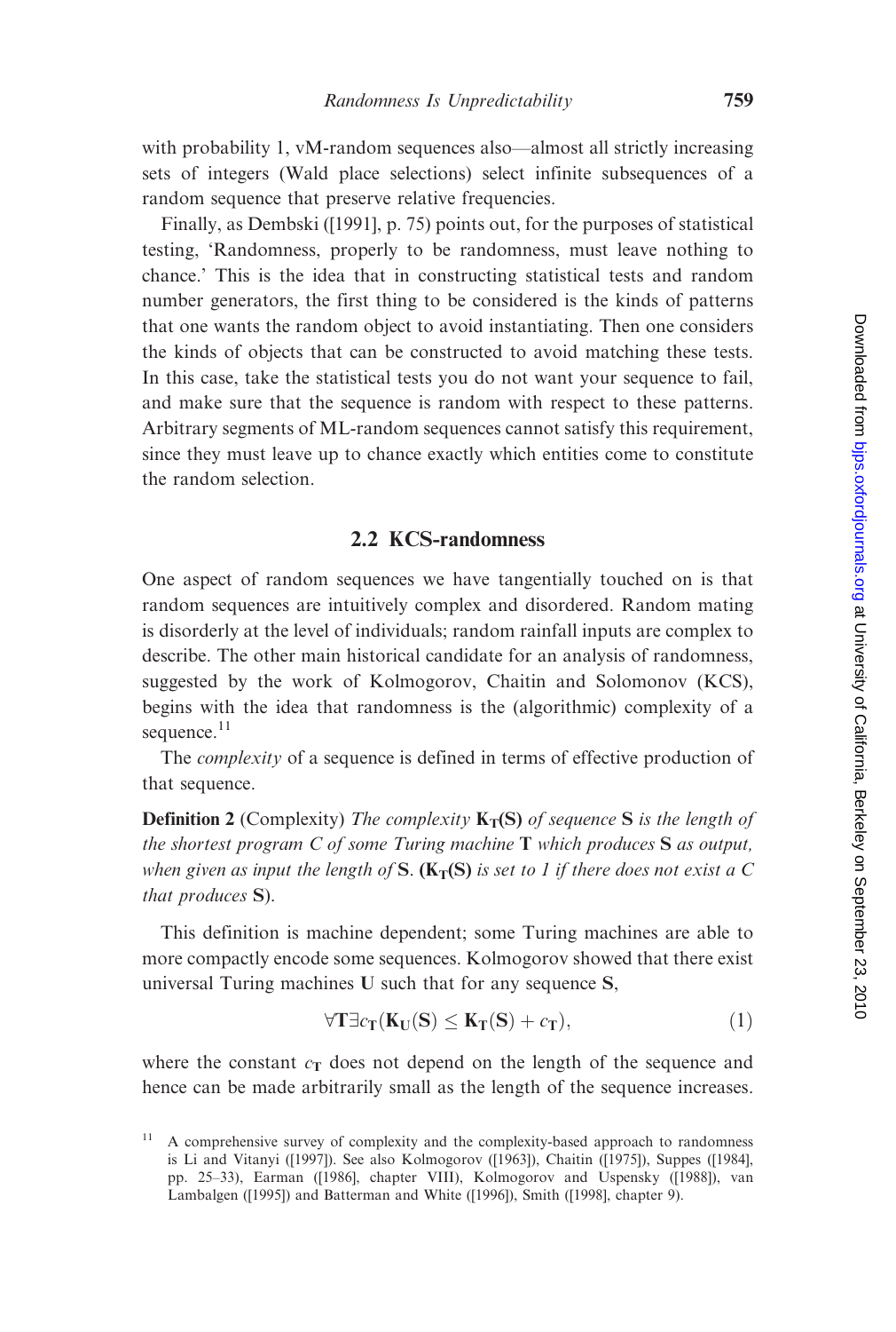with probability 1, vM-random sequences also—almost all strictly increasing sets of integers (Wald place selections) select infinite subsequences of a random sequence that preserve relative frequencies.

Finally, as Dembski ([1991], p. 75) points out, for the purposes of statistical testing, 'Randomness, properly to be randomness, must leave nothing to chance.' This is the idea that in constructing statistical tests and random number generators, the first thing to be considered is the kinds of patterns that one wants the random object to avoid instantiating. Then one considers the kinds of objects that can be constructed to avoid matching these tests. In this case, take the statistical tests you do not want your sequence to fail, and make sure that the sequence is random with respect to these patterns. Arbitrary segments of ML-random sequences cannot satisfy this requirement, since they must leave up to chance exactly which entities come to constitute the random selection.

### 2.2 KCS-randomness

One aspect of random sequences we have tangentially touched on is that random sequences are intuitively complex and disordered. Random mating is disorderly at the level of individuals; random rainfall inputs are complex to describe. The other main historical candidate for an analysis of randomness, suggested by the work of Kolmogorov, Chaitin and Solomonov (KCS), begins with the idea that randomness is the (algorithmic) complexity of a sequence.[11]

The *complexity* of a sequence is defined in terms of effective production of that sequence.

**Definition 2** (Complexity) *The complexity* $\mathbf{K_T(S)}$ *of sequence* $\mathbf{S}$ *is the length of the shortest program C of some Turing machine* $\mathbf{T}$ *which produces* $\mathbf{S}$ *as output, when given as input the length of* $\mathbf{S}$. *(*$\mathbf{K_T(S)}$ *is set to 1 if there does not exist a C that produces* $\mathbf{S}$*).*

This definition is machine dependent; some Turing machines are able to more compactly encode some sequences. Kolmogorov showed that there exist universal Turing machines $\mathbf{U}$ such that for any sequence $\mathbf{S}$,

$$\forall \mathbf{T} \exists c_{\mathbf{T}} (\mathbf{K_U(S)} \leq \mathbf{K_T(S)} + c_{\mathbf{T}}), \tag{1}$$

where the constant $c_{\mathbf{T}}$ does not depend on the length of the sequence and hence can be made arbitrarily small as the length of the sequence increases.

[11] A comprehensive survey of complexity and the complexity-based approach to randomness is Li and Vitanyi ([1997]). See also Kolmogorov ([1963]), Chaitin ([1975]), Suppes ([1984], pp. 25–33), Earman ([1986], chapter VIII), Kolmogorov and Uspensky ([1988]), van Lambalgen ([1995]) and Batterman and White ([1996]), Smith ([1998], chapter 9).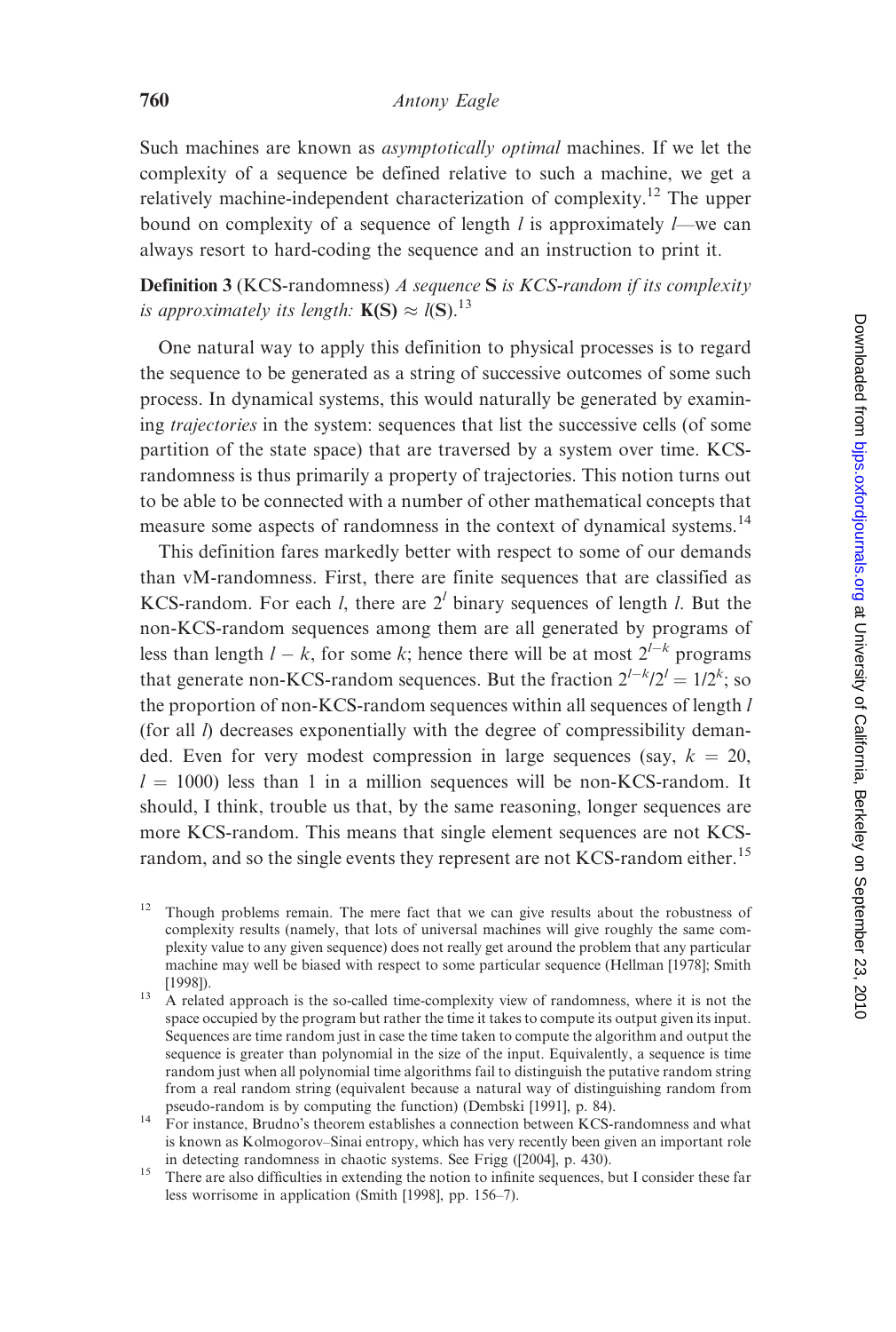Such machines are known as *asymptotically optimal* machines. If we let the complexity of a sequence be defined relative to such a machine, we get a relatively machine-independent characterization of complexity.[12] The upper bound on complexity of a sequence of length $l$ is approximately $l$—we can always resort to hard-coding the sequence and an instruction to print it.

**Definition 3** (KCS-randomness) *A sequence* **S** *is KCS-random if its complexity is approximately its length:* $\mathbf{K(S)} \approx l(\mathbf{S})$.[13]

One natural way to apply this definition to physical processes is to regard the sequence to be generated as a string of successive outcomes of some such process. In dynamical systems, this would naturally be generated by examining *trajectories* in the system: sequences that list the successive cells (of some partition of the state space) that are traversed by a system over time. KCS-randomness is thus primarily a property of trajectories. This notion turns out to be able to be connected with a number of other mathematical concepts that measure some aspects of randomness in the context of dynamical systems.[14]

This definition fares markedly better with respect to some of our demands than vM-randomness. First, there are finite sequences that are classified as KCS-random. For each $l$, there are $2^l$ binary sequences of length $l$. But the non-KCS-random sequences among them are all generated by programs of less than length $l - k$, for some $k$; hence there will be at most $2^{l-k}$ programs that generate non-KCS-random sequences. But the fraction $2^{l-k}/2^l = 1/2^k$; so the proportion of non-KCS-random sequences within all sequences of length $l$ (for all $l$) decreases exponentially with the degree of compressibility demanded. Even for very modest compression in large sequences (say, $k = 20$, $l = 1000$) less than 1 in a million sequences will be non-KCS-random. It should, I think, trouble us that, by the same reasoning, longer sequences are more KCS-random. This means that single element sequences are not KCS-random, and so the single events they represent are not KCS-random either.[15]

[12] Though problems remain. The mere fact that we can give results about the robustness of complexity results (namely, that lots of universal machines will give roughly the same complexity value to any given sequence) does not really get around the problem that any particular machine may well be biased with respect to some particular sequence (Hellman [1978]; Smith [1998]).

[13] A related approach is the so-called time-complexity view of randomness, where it is not the space occupied by the program but rather the time it takes to compute its output given its input. Sequences are time random just in case the time taken to compute the algorithm and output the sequence is greater than polynomial in the size of the input. Equivalently, a sequence is time random just when all polynomial time algorithms fail to distinguish the putative random string from a real random string (equivalent because a natural way of distinguishing random from pseudo-random is by computing the function) (Dembski [1991], p. 84).

[14] For instance, Brudno's theorem establishes a connection between KCS-randomness and what is known as Kolmogorov–Sinai entropy, which has very recently been given an important role in detecting randomness in chaotic systems. See Frigg ([2004], p. 430).

[15] There are also difficulties in extending the notion to infinite sequences, but I consider these far less worrisome in application (Smith [1998], pp. 156–7).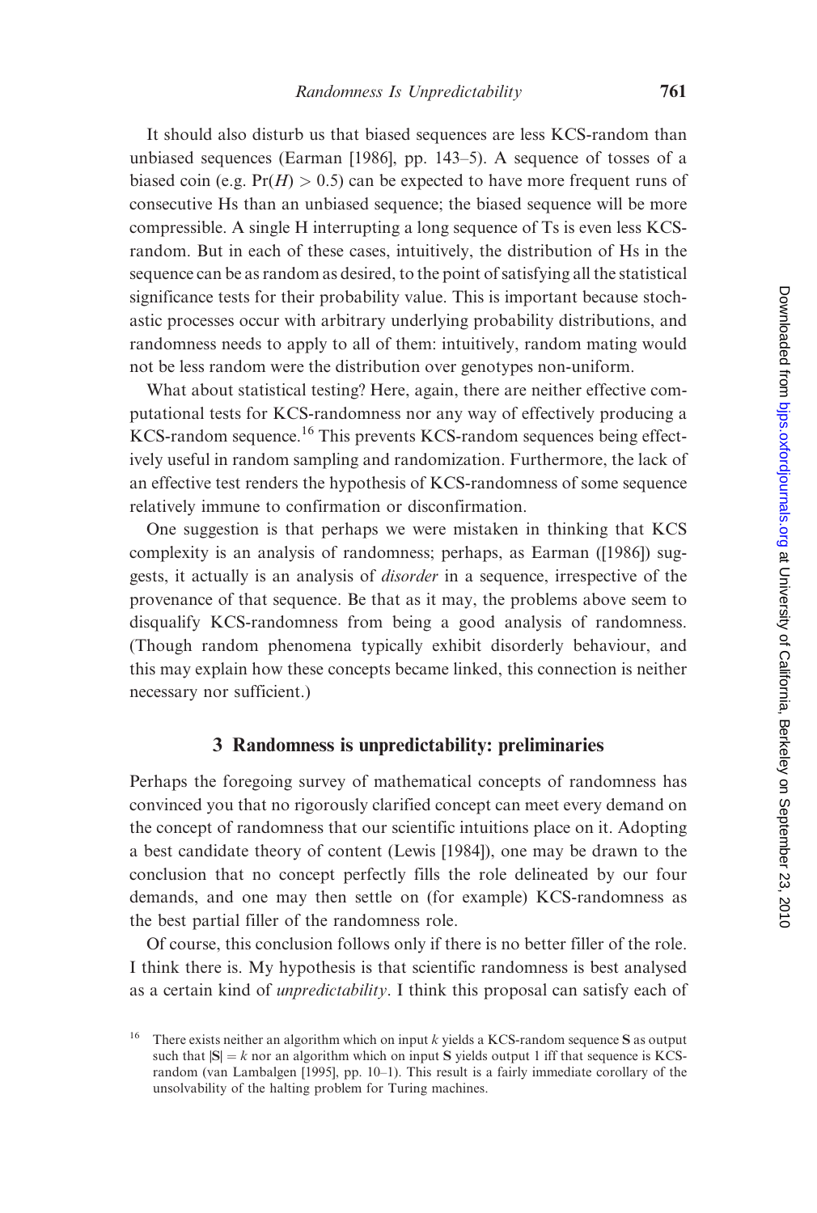It should also disturb us that biased sequences are less KCS-random than unbiased sequences (Earman [1986], pp. 143–5). A sequence of tosses of a biased coin (e.g. $\Pr(H) > 0.5$) can be expected to have more frequent runs of consecutive Hs than an unbiased sequence; the biased sequence will be more compressible. A single H interrupting a long sequence of Ts is even less KCS-random. But in each of these cases, intuitively, the distribution of Hs in the sequence can be as random as desired, to the point of satisfying all the statistical significance tests for their probability value. This is important because stochastic processes occur with arbitrary underlying probability distributions, and randomness needs to apply to all of them: intuitively, random mating would not be less random were the distribution over genotypes non-uniform.

What about statistical testing? Here, again, there are neither effective computational tests for KCS-randomness nor any way of effectively producing a KCS-random sequence.[16] This prevents KCS-random sequences being effectively useful in random sampling and randomization. Furthermore, the lack of an effective test renders the hypothesis of KCS-randomness of some sequence relatively immune to confirmation or disconfirmation.

One suggestion is that perhaps we were mistaken in thinking that KCS complexity is an analysis of randomness; perhaps, as Earman ([1986]) suggests, it actually is an analysis of *disorder* in a sequence, irrespective of the provenance of that sequence. Be that as it may, the problems above seem to disqualify KCS-randomness from being a good analysis of randomness. (Though random phenomena typically exhibit disorderly behaviour, and this may explain how these concepts became linked, this connection is neither necessary nor sufficient.)

## 3 Randomness is unpredictability: preliminaries

Perhaps the foregoing survey of mathematical concepts of randomness has convinced you that no rigorously clarified concept can meet every demand on the concept of randomness that our scientific intuitions place on it. Adopting a best candidate theory of content (Lewis [1984]), one may be drawn to the conclusion that no concept perfectly fills the role delineated by our four demands, and one may then settle on (for example) KCS-randomness as the best partial filler of the randomness role.

Of course, this conclusion follows only if there is no better filler of the role. I think there is. My hypothesis is that scientific randomness is best analysed as a certain kind of *unpredictability*. I think this proposal can satisfy each of

[16] There exists neither an algorithm which on input $k$ yields a KCS-random sequence $\mathbf{S}$ as output such that $|\mathbf{S}| = k$ nor an algorithm which on input $\mathbf{S}$ yields output 1 iff that sequence is KCS-random (van Lambalgen [1995], pp. 10–1). This result is a fairly immediate corollary of the unsolvability of the halting problem for Turing machines.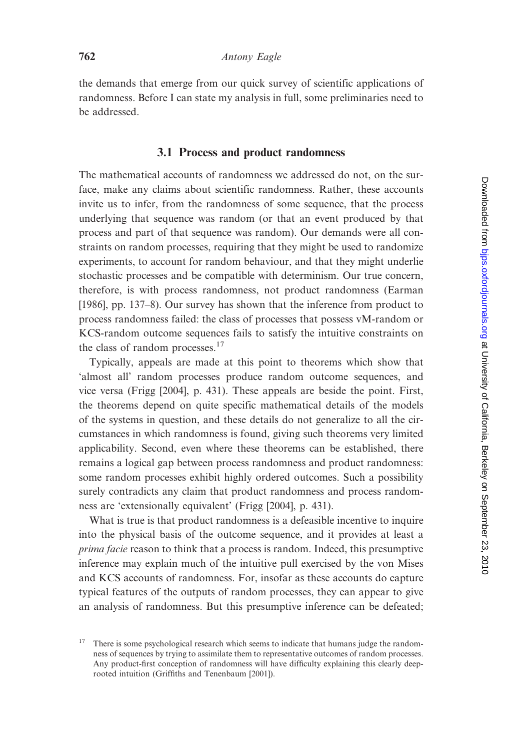the demands that emerge from our quick survey of scientific applications of randomness. Before I can state my analysis in full, some preliminaries need to be addressed.

### 3.1 Process and product randomness

The mathematical accounts of randomness we addressed do not, on the surface, make any claims about scientific randomness. Rather, these accounts invite us to infer, from the randomness of some sequence, that the process underlying that sequence was random (or that an event produced by that process and part of that sequence was random). Our demands were all constraints on random processes, requiring that they might be used to randomize experiments, to account for random behaviour, and that they might underlie stochastic processes and be compatible with determinism. Our true concern, therefore, is with process randomness, not product randomness (Earman [1986], pp. 137–8). Our survey has shown that the inference from product to process randomness failed: the class of processes that possess vM-random or KCS-random outcome sequences fails to satisfy the intuitive constraints on the class of random processes.[17]

Typically, appeals are made at this point to theorems which show that 'almost all' random processes produce random outcome sequences, and vice versa (Frigg [2004], p. 431). These appeals are beside the point. First, the theorems depend on quite specific mathematical details of the models of the systems in question, and these details do not generalize to all the circumstances in which randomness is found, giving such theorems very limited applicability. Second, even where these theorems can be established, there remains a logical gap between process randomness and product randomness: some random processes exhibit highly ordered outcomes. Such a possibility surely contradicts any claim that product randomness and process randomness are 'extensionally equivalent' (Frigg [2004], p. 431).

What is true is that product randomness is a defeasible incentive to inquire into the physical basis of the outcome sequence, and it provides at least a *prima facie* reason to think that a process is random. Indeed, this presumptive inference may explain much of the intuitive pull exercised by the von Mises and KCS accounts of randomness. For, insofar as these accounts do capture typical features of the outputs of random processes, they can appear to give an analysis of randomness. But this presumptive inference can be defeated;

[17] There is some psychological research which seems to indicate that humans judge the randomness of sequences by trying to assimilate them to representative outcomes of random processes. Any product-first conception of randomness will have difficulty explaining this clearly deep-rooted intuition (Griffiths and Tenenbaum [2001]).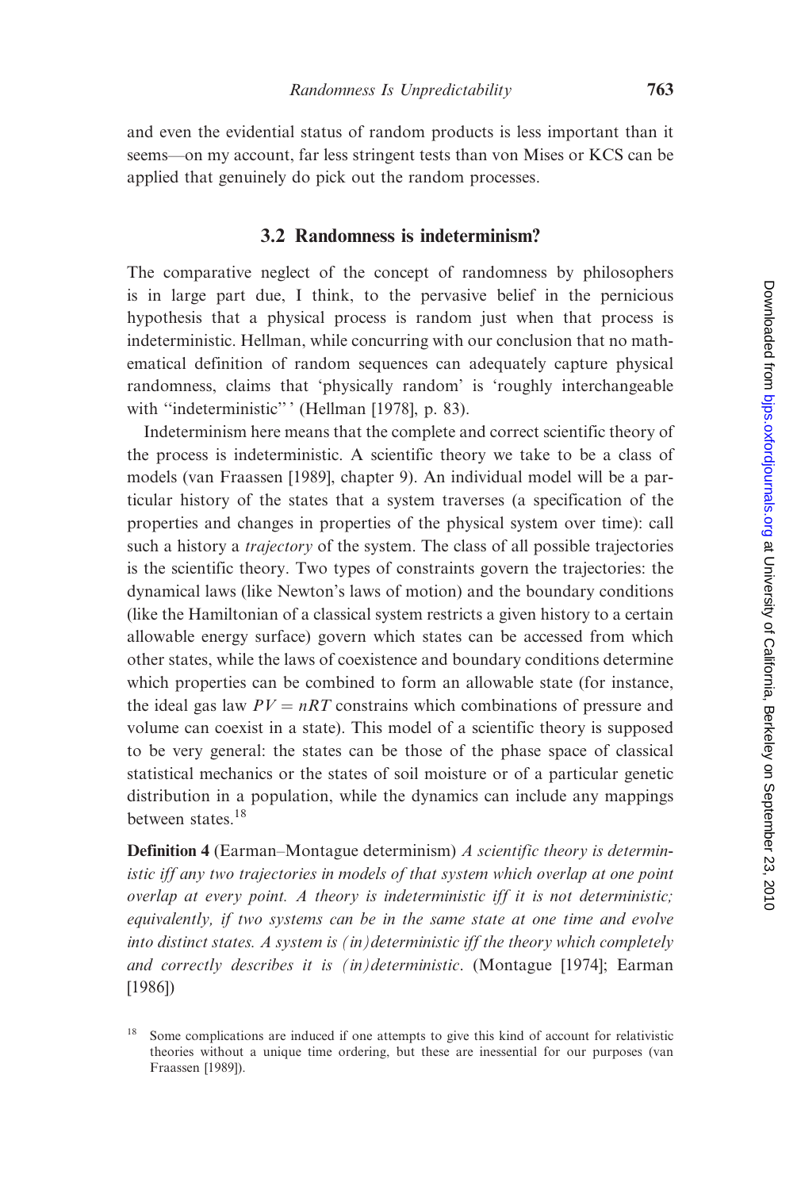and even the evidential status of random products is less important than it seems—on my account, far less stringent tests than von Mises or KCS can be applied that genuinely do pick out the random processes.

### 3.2 Randomness is indeterminism?

The comparative neglect of the concept of randomness by philosophers is in large part due, I think, to the pervasive belief in the pernicious hypothesis that a physical process is random just when that process is indeterministic. Hellman, while concurring with our conclusion that no mathematical definition of random sequences can adequately capture physical randomness, claims that 'physically random' is 'roughly interchangeable with "indeterministic"' (Hellman [1978], p. 83).

Indeterminism here means that the complete and correct scientific theory of the process is indeterministic. A scientific theory we take to be a class of models (van Fraassen [1989], chapter 9). An individual model will be a particular history of the states that a system traverses (a specification of the properties and changes in properties of the physical system over time): call such a history a *trajectory* of the system. The class of all possible trajectories is the scientific theory. Two types of constraints govern the trajectories: the dynamical laws (like Newton's laws of motion) and the boundary conditions (like the Hamiltonian of a classical system restricts a given history to a certain allowable energy surface) govern which states can be accessed from which other states, while the laws of coexistence and boundary conditions determine which properties can be combined to form an allowable state (for instance, the ideal gas law $PV = nRT$ constrains which combinations of pressure and volume can coexist in a state). This model of a scientific theory is supposed to be very general: the states can be those of the phase space of classical statistical mechanics or the states of soil moisture or of a particular genetic distribution in a population, while the dynamics can include any mappings between states.[18]

**Definition 4** (Earman–Montague determinism) *A scientific theory is deterministic iff any two trajectories in models of that system which overlap at one point overlap at every point. A theory is indeterministic iff it is not deterministic; equivalently, if two systems can be in the same state at one time and evolve into distinct states. A system is (in)deterministic iff the theory which completely and correctly describes it is (in)deterministic*. (Montague [1974]; Earman [1986])

[18] Some complications are induced if one attempts to give this kind of account for relativistic theories without a unique time ordering, but these are inessential for our purposes (van Fraassen [1989]).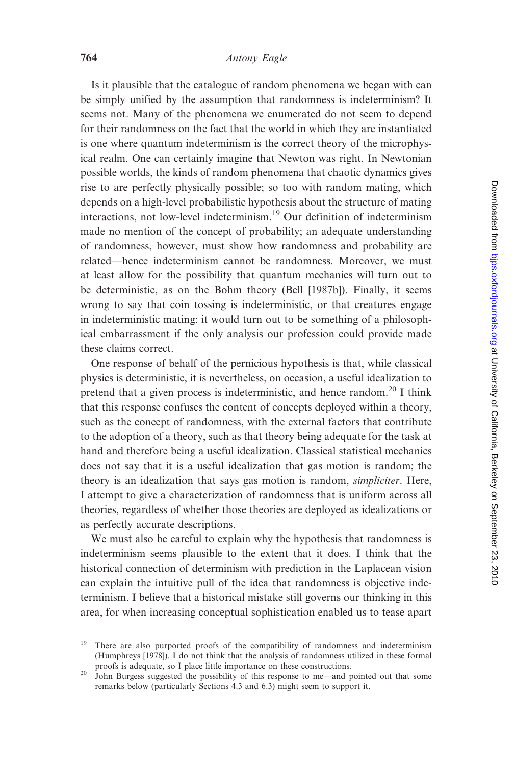Is it plausible that the catalogue of random phenomena we began with can be simply unified by the assumption that randomness is indeterminism? It seems not. Many of the phenomena we enumerated do not seem to depend for their randomness on the fact that the world in which they are instantiated is one where quantum indeterminism is the correct theory of the microphysical realm. One can certainly imagine that Newton was right. In Newtonian possible worlds, the kinds of random phenomena that chaotic dynamics gives rise to are perfectly physically possible; so too with random mating, which depends on a high-level probabilistic hypothesis about the structure of mating interactions, not low-level indeterminism.[19] Our definition of indeterminism made no mention of the concept of probability; an adequate understanding of randomness, however, must show how randomness and probability are related—hence indeterminism cannot be randomness. Moreover, we must at least allow for the possibility that quantum mechanics will turn out to be deterministic, as on the Bohm theory (Bell [1987b]). Finally, it seems wrong to say that coin tossing is indeterministic, or that creatures engage in indeterministic mating: it would turn out to be something of a philosophical embarrassment if the only analysis our profession could provide made these claims correct.

One response of behalf of the pernicious hypothesis is that, while classical physics is deterministic, it is nevertheless, on occasion, a useful idealization to pretend that a given process is indeterministic, and hence random.[20] I think that this response confuses the content of concepts deployed within a theory, such as the concept of randomness, with the external factors that contribute to the adoption of a theory, such as that theory being adequate for the task at hand and therefore being a useful idealization. Classical statistical mechanics does not say that it is a useful idealization that gas motion is random; the theory is an idealization that says gas motion is random, *simpliciter*. Here, I attempt to give a characterization of randomness that is uniform across all theories, regardless of whether those theories are deployed as idealizations or as perfectly accurate descriptions.

We must also be careful to explain why the hypothesis that randomness is indeterminism seems plausible to the extent that it does. I think that the historical connection of determinism with prediction in the Laplacean vision can explain the intuitive pull of the idea that randomness is objective indeterminism. I believe that a historical mistake still governs our thinking in this area, for when increasing conceptual sophistication enabled us to tease apart

[19] There are also purported proofs of the compatibility of randomness and indeterminism (Humphreys [1978]). I do not think that the analysis of randomness utilized in these formal proofs is adequate, so I place little importance on these constructions.

[20] John Burgess suggested the possibility of this response to me—and pointed out that some remarks below (particularly Sections 4.3 and 6.3) might seem to support it.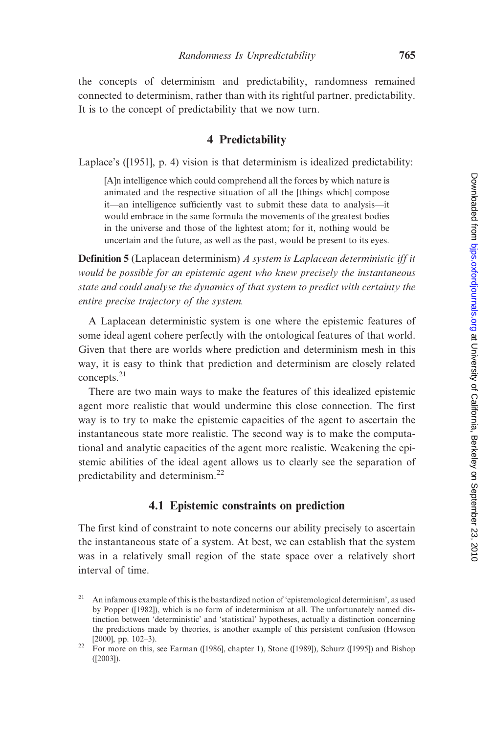the concepts of determinism and predictability, randomness remained connected to determinism, rather than with its rightful partner, predictability. It is to the concept of predictability that we now turn.

## 4 Predictability

Laplace's ([1951], p. 4) vision is that determinism is idealized predictability:

> [A]n intelligence which could comprehend all the forces by which nature is animated and the respective situation of all the [things which] compose it—an intelligence sufficiently vast to submit these data to analysis—it would embrace in the same formula the movements of the greatest bodies in the universe and those of the lightest atom; for it, nothing would be uncertain and the future, as well as the past, would be present to its eyes.

**Definition 5** (Laplacean determinism) *A system is Laplacean deterministic iff it would be possible for an epistemic agent who knew precisely the instantaneous state and could analyse the dynamics of that system to predict with certainty the entire precise trajectory of the system.*

A Laplacean deterministic system is one where the epistemic features of some ideal agent cohere perfectly with the ontological features of that world. Given that there are worlds where prediction and determinism mesh in this way, it is easy to think that prediction and determinism are closely related concepts.[21]

There are two main ways to make the features of this idealized epistemic agent more realistic that would undermine this close connection. The first way is to try to make the epistemic capacities of the agent to ascertain the instantaneous state more realistic. The second way is to make the computational and analytic capacities of the agent more realistic. Weakening the epistemic abilities of the ideal agent allows us to clearly see the separation of predictability and determinism.[22]

### 4.1 Epistemic constraints on prediction

The first kind of constraint to note concerns our ability precisely to ascertain the instantaneous state of a system. At best, we can establish that the system was in a relatively small region of the state space over a relatively short interval of time.

[21] An infamous example of this is the bastardized notion of 'epistemological determinism', as used by Popper ([1982]), which is no form of indeterminism at all. The unfortunately named distinction between 'deterministic' and 'statistical' hypotheses, actually a distinction concerning the predictions made by theories, is another example of this persistent confusion (Howson [2000], pp. 102–3).

[22] For more on this, see Earman ([1986], chapter 1), Stone ([1989]), Schurz ([1995]) and Bishop ([2003]).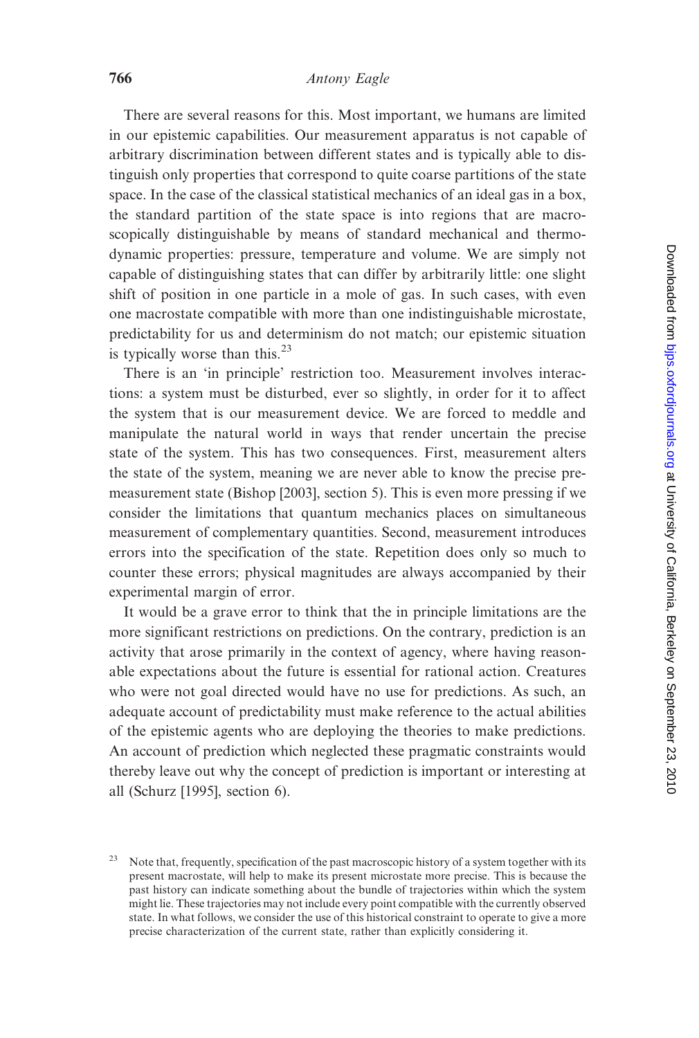There are several reasons for this. Most important, we humans are limited in our epistemic capabilities. Our measurement apparatus is not capable of arbitrary discrimination between different states and is typically able to distinguish only properties that correspond to quite coarse partitions of the state space. In the case of the classical statistical mechanics of an ideal gas in a box, the standard partition of the state space is into regions that are macroscopically distinguishable by means of standard mechanical and thermodynamic properties: pressure, temperature and volume. We are simply not capable of distinguishing states that can differ by arbitrarily little: one slight shift of position in one particle in a mole of gas. In such cases, with even one macrostate compatible with more than one indistinguishable microstate, predictability for us and determinism do not match; our epistemic situation is typically worse than this.[23]

There is an 'in principle' restriction too. Measurement involves interactions: a system must be disturbed, ever so slightly, in order for it to affect the system that is our measurement device. We are forced to meddle and manipulate the natural world in ways that render uncertain the precise state of the system. This has two consequences. First, measurement alters the state of the system, meaning we are never able to know the precise pre-measurement state (Bishop [2003], section 5). This is even more pressing if we consider the limitations that quantum mechanics places on simultaneous measurement of complementary quantities. Second, measurement introduces errors into the specification of the state. Repetition does only so much to counter these errors; physical magnitudes are always accompanied by their experimental margin of error.

It would be a grave error to think that the in principle limitations are the more significant restrictions on predictions. On the contrary, prediction is an activity that arose primarily in the context of agency, where having reasonable expectations about the future is essential for rational action. Creatures who were not goal directed would have no use for predictions. As such, an adequate account of predictability must make reference to the actual abilities of the epistemic agents who are deploying the theories to make predictions. An account of prediction which neglected these pragmatic constraints would thereby leave out why the concept of prediction is important or interesting at all (Schurz [1995], section 6).

[23] Note that, frequently, specification of the past macroscopic history of a system together with its present macrostate, will help to make its present microstate more precise. This is because the past history can indicate something about the bundle of trajectories within which the system might lie. These trajectories may not include every point compatible with the currently observed state. In what follows, we consider the use of this historical constraint to operate to give a more precise characterization of the current state, rather than explicitly considering it.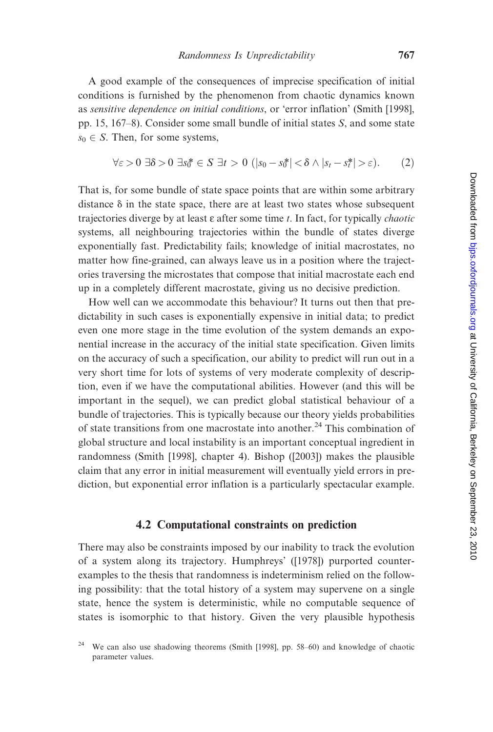A good example of the consequences of imprecise specification of initial conditions is furnished by the phenomenon from chaotic dynamics known as *sensitive dependence on initial conditions*, or 'error inflation' (Smith [1998], pp. 15, 167–8). Consider some small bundle of initial states $S$, and some state $s_0 \in S$. Then, for some systems,

$$\forall \varepsilon > 0 \ \exists \delta > 0 \ \exists s_0^* \in S \ \exists t > 0 \ (|s_0 - s_0^*| < \delta \wedge |s_t - s_t^*| > \varepsilon). \qquad (2)$$

That is, for some bundle of state space points that are within some arbitrary distance $\delta$ in the state space, there are at least two states whose subsequent trajectories diverge by at least $\varepsilon$ after some time $t$. In fact, for typically *chaotic* systems, all neighbouring trajectories within the bundle of states diverge exponentially fast. Predictability fails; knowledge of initial macrostates, no matter how fine-grained, can always leave us in a position where the trajectories traversing the microstates that compose that initial macrostate each end up in a completely different macrostate, giving us no decisive prediction.

How well can we accommodate this behaviour? It turns out then that predictability in such cases is exponentially expensive in initial data; to predict even one more stage in the time evolution of the system demands an exponential increase in the accuracy of the initial state specification. Given limits on the accuracy of such a specification, our ability to predict will run out in a very short time for lots of systems of very moderate complexity of description, even if we have the computational abilities. However (and this will be important in the sequel), we can predict global statistical behaviour of a bundle of trajectories. This is typically because our theory yields probabilities of state transitions from one macrostate into another.[24] This combination of global structure and local instability is an important conceptual ingredient in randomness (Smith [1998], chapter 4). Bishop ([2003]) makes the plausible claim that any error in initial measurement will eventually yield errors in prediction, but exponential error inflation is a particularly spectacular example.

### 4.2 Computational constraints on prediction

There may also be constraints imposed by our inability to track the evolution of a system along its trajectory. Humphreys' ([1978]) purported counterexamples to the thesis that randomness is indeterminism relied on the following possibility: that the total history of a system may supervene on a single state, hence the system is deterministic, while no computable sequence of states is isomorphic to that history. Given the very plausible hypothesis

[24] We can also use shadowing theorems (Smith [1998], pp. 58–60) and knowledge of chaotic parameter values.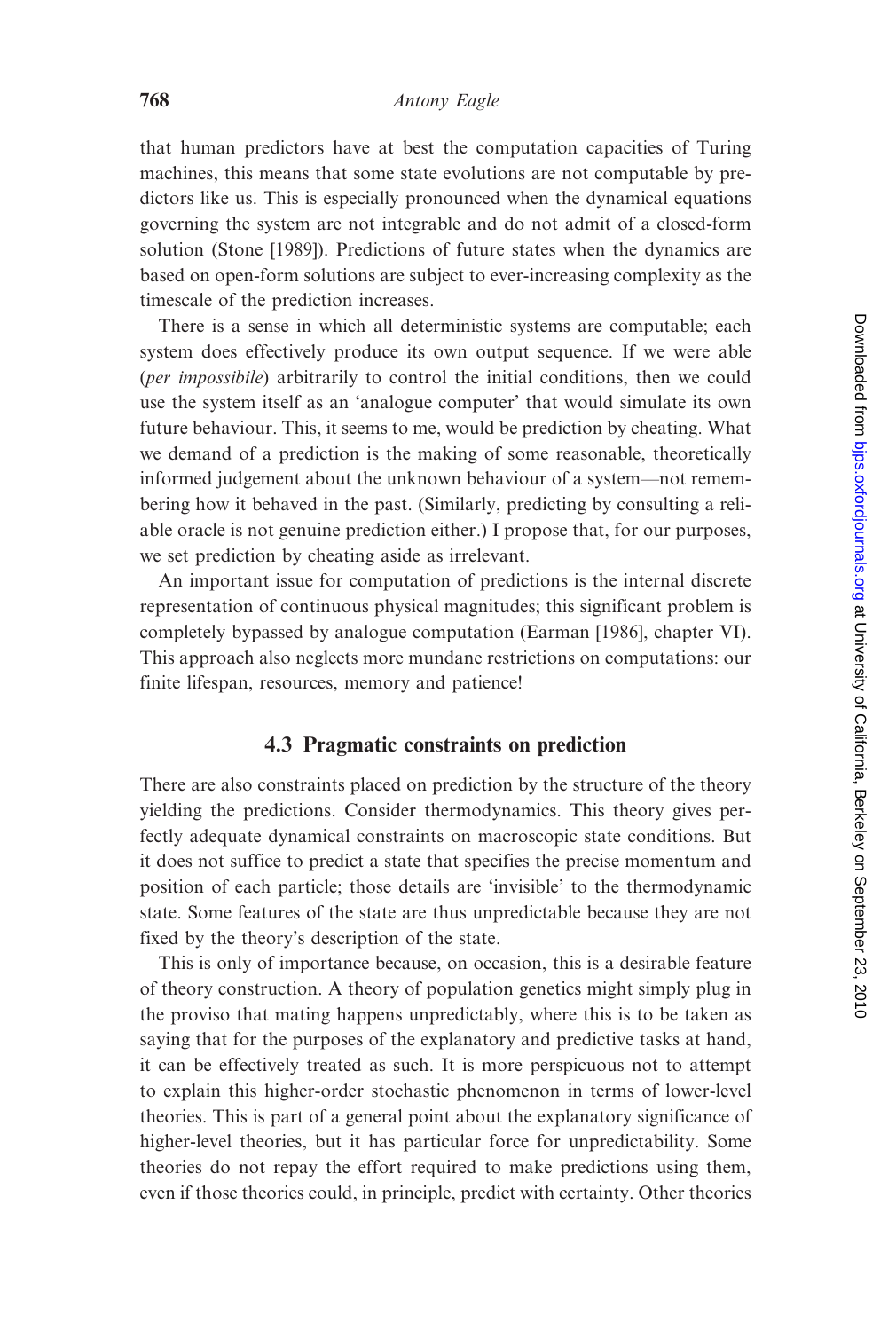that human predictors have at best the computation capacities of Turing machines, this means that some state evolutions are not computable by predictors like us. This is especially pronounced when the dynamical equations governing the system are not integrable and do not admit of a closed-form solution (Stone [1989]). Predictions of future states when the dynamics are based on open-form solutions are subject to ever-increasing complexity as the timescale of the prediction increases.

There is a sense in which all deterministic systems are computable; each system does effectively produce its own output sequence. If we were able (*per impossibile*) arbitrarily to control the initial conditions, then we could use the system itself as an 'analogue computer' that would simulate its own future behaviour. This, it seems to me, would be prediction by cheating. What we demand of a prediction is the making of some reasonable, theoretically informed judgement about the unknown behaviour of a system—not remembering how it behaved in the past. (Similarly, predicting by consulting a reliable oracle is not genuine prediction either.) I propose that, for our purposes, we set prediction by cheating aside as irrelevant.

An important issue for computation of predictions is the internal discrete representation of continuous physical magnitudes; this significant problem is completely bypassed by analogue computation (Earman [1986], chapter VI). This approach also neglects more mundane restrictions on computations: our finite lifespan, resources, memory and patience!

### 4.3 Pragmatic constraints on prediction

There are also constraints placed on prediction by the structure of the theory yielding the predictions. Consider thermodynamics. This theory gives perfectly adequate dynamical constraints on macroscopic state conditions. But it does not suffice to predict a state that specifies the precise momentum and position of each particle; those details are 'invisible' to the thermodynamic state. Some features of the state are thus unpredictable because they are not fixed by the theory's description of the state.

This is only of importance because, on occasion, this is a desirable feature of theory construction. A theory of population genetics might simply plug in the proviso that mating happens unpredictably, where this is to be taken as saying that for the purposes of the explanatory and predictive tasks at hand, it can be effectively treated as such. It is more perspicuous not to attempt to explain this higher-order stochastic phenomenon in terms of lower-level theories. This is part of a general point about the explanatory significance of higher-level theories, but it has particular force for unpredictability. Some theories do not repay the effort required to make predictions using them, even if those theories could, in principle, predict with certainty. Other theories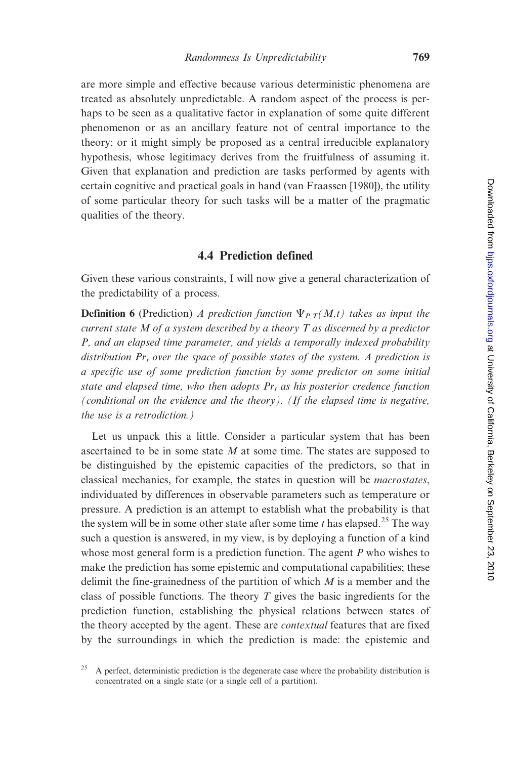are more simple and effective because various deterministic phenomena are treated as absolutely unpredictable. A random aspect of the process is perhaps to be seen as a qualitative factor in explanation of some quite different phenomenon or as an ancillary feature not of central importance to the theory; or it might simply be proposed as a central irreducible explanatory hypothesis, whose legitimacy derives from the fruitfulness of assuming it. Given that explanation and prediction are tasks performed by agents with certain cognitive and practical goals in hand (van Fraassen [1980]), the utility of some particular theory for such tasks will be a matter of the pragmatic qualities of the theory.

### 4.4 Prediction defined

Given these various constraints, I will now give a general characterization of the predictability of a process.

**Definition 6** (Prediction) *A prediction function $\Psi_{P,T}(M,t)$ takes as input the current state M of a system described by a theory T as discerned by a predictor P, and an elapsed time parameter, and yields a temporally indexed probability distribution $Pr_t$ over the space of possible states of the system. A prediction is a specific use of some prediction function by some predictor on some initial state and elapsed time, who then adopts $Pr_t$ as his posterior credence function (conditional on the evidence and the theory). (If the elapsed time is negative, the use is a retrodiction.)*

Let us unpack this a little. Consider a particular system that has been ascertained to be in some state $M$ at some time. The states are supposed to be distinguished by the epistemic capacities of the predictors, so that in classical mechanics, for example, the states in question will be *macrostates*, individuated by differences in observable parameters such as temperature or pressure. A prediction is an attempt to establish what the probability is that the system will be in some other state after some time $t$ has elapsed.[25] The way such a question is answered, in my view, is by deploying a function of a kind whose most general form is a prediction function. The agent $P$ who wishes to make the prediction has some epistemic and computational capabilities; these delimit the fine-grainedness of the partition of which $M$ is a member and the class of possible functions. The theory $T$ gives the basic ingredients for the prediction function, establishing the physical relations between states of the theory accepted by the agent. These are *contextual* features that are fixed by the surroundings in which the prediction is made: the epistemic and

[25] A perfect, deterministic prediction is the degenerate case where the probability distribution is concentrated on a single state (or a single cell of a partition).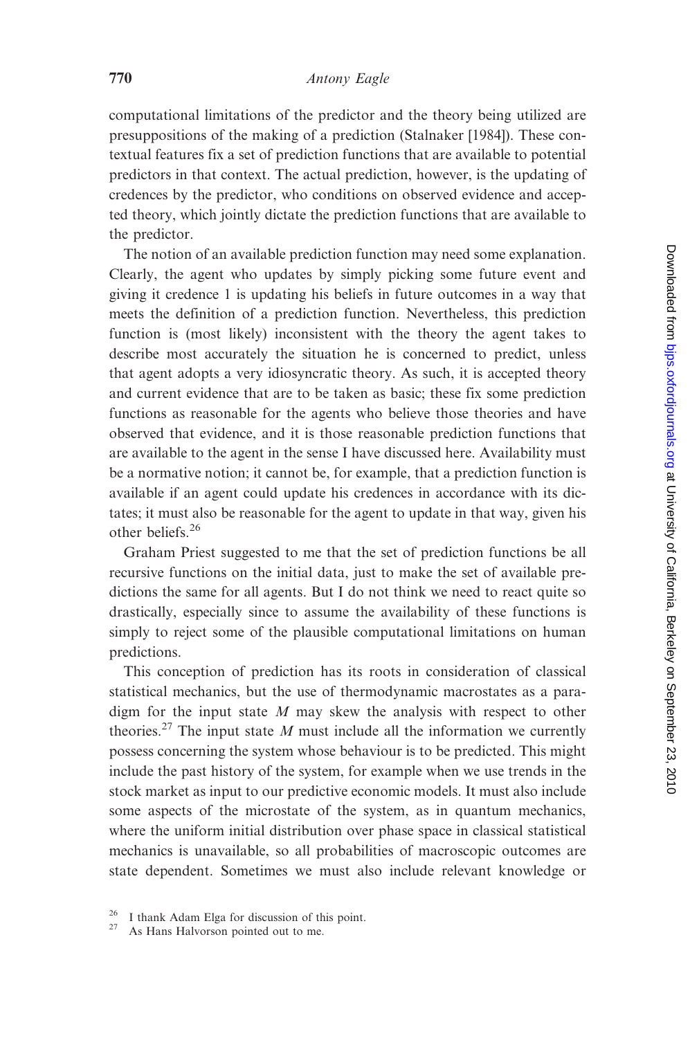computational limitations of the predictor and the theory being utilized are presuppositions of the making of a prediction (Stalnaker [1984]). These contextual features fix a set of prediction functions that are available to potential predictors in that context. The actual prediction, however, is the updating of credences by the predictor, who conditions on observed evidence and accepted theory, which jointly dictate the prediction functions that are available to the predictor.

The notion of an available prediction function may need some explanation. Clearly, the agent who updates by simply picking some future event and giving it credence 1 is updating his beliefs in future outcomes in a way that meets the definition of a prediction function. Nevertheless, this prediction function is (most likely) inconsistent with the theory the agent takes to describe most accurately the situation he is concerned to predict, unless that agent adopts a very idiosyncratic theory. As such, it is accepted theory and current evidence that are to be taken as basic; these fix some prediction functions as reasonable for the agents who believe those theories and have observed that evidence, and it is those reasonable prediction functions that are available to the agent in the sense I have discussed here. Availability must be a normative notion; it cannot be, for example, that a prediction function is available if an agent could update his credences in accordance with its dictates; it must also be reasonable for the agent to update in that way, given his other beliefs.[26]

Graham Priest suggested to me that the set of prediction functions be all recursive functions on the initial data, just to make the set of available predictions the same for all agents. But I do not think we need to react quite so drastically, especially since to assume the availability of these functions is simply to reject some of the plausible computational limitations on human predictions.

This conception of prediction has its roots in consideration of classical statistical mechanics, but the use of thermodynamic macrostates as a paradigm for the input state $M$ may skew the analysis with respect to other theories.[27] The input state $M$ must include all the information we currently possess concerning the system whose behaviour is to be predicted. This might include the past history of the system, for example when we use trends in the stock market as input to our predictive economic models. It must also include some aspects of the microstate of the system, as in quantum mechanics, where the uniform initial distribution over phase space in classical statistical mechanics is unavailable, so all probabilities of macroscopic outcomes are state dependent. Sometimes we must also include relevant knowledge or

[26] I thank Adam Elga for discussion of this point.

[27] As Hans Halvorson pointed out to me.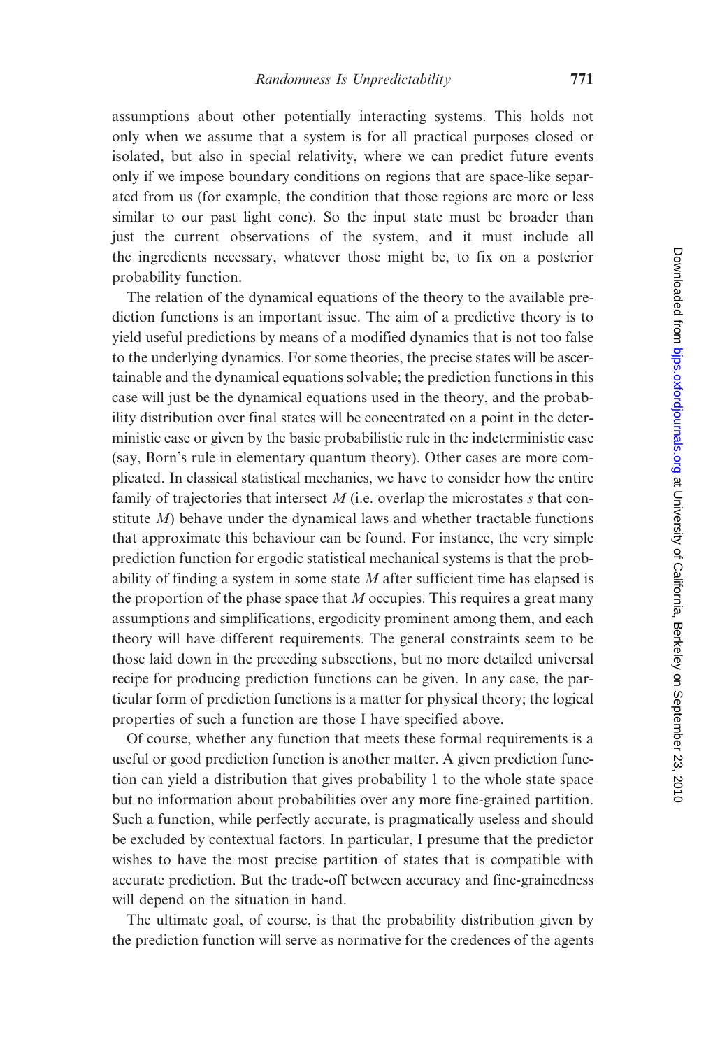assumptions about other potentially interacting systems. This holds not only when we assume that a system is for all practical purposes closed or isolated, but also in special relativity, where we can predict future events only if we impose boundary conditions on regions that are space-like separated from us (for example, the condition that those regions are more or less similar to our past light cone). So the input state must be broader than just the current observations of the system, and it must include all the ingredients necessary, whatever those might be, to fix on a posterior probability function.

The relation of the dynamical equations of the theory to the available prediction functions is an important issue. The aim of a predictive theory is to yield useful predictions by means of a modified dynamics that is not too false to the underlying dynamics. For some theories, the precise states will be ascertainable and the dynamical equations solvable; the prediction functions in this case will just be the dynamical equations used in the theory, and the probability distribution over final states will be concentrated on a point in the deterministic case or given by the basic probabilistic rule in the indeterministic case (say, Born's rule in elementary quantum theory). Other cases are more complicated. In classical statistical mechanics, we have to consider how the entire family of trajectories that intersect $M$ (i.e. overlap the microstates $s$ that constitute $M$) behave under the dynamical laws and whether tractable functions that approximate this behaviour can be found. For instance, the very simple prediction function for ergodic statistical mechanical systems is that the probability of finding a system in some state $M$ after sufficient time has elapsed is the proportion of the phase space that $M$ occupies. This requires a great many assumptions and simplifications, ergodicity prominent among them, and each theory will have different requirements. The general constraints seem to be those laid down in the preceding subsections, but no more detailed universal recipe for producing prediction functions can be given. In any case, the particular form of prediction functions is a matter for physical theory; the logical properties of such a function are those I have specified above.

Of course, whether any function that meets these formal requirements is a useful or good prediction function is another matter. A given prediction function can yield a distribution that gives probability 1 to the whole state space but no information about probabilities over any more fine-grained partition. Such a function, while perfectly accurate, is pragmatically useless and should be excluded by contextual factors. In particular, I presume that the predictor wishes to have the most precise partition of states that is compatible with accurate prediction. But the trade-off between accuracy and fine-grainedness will depend on the situation in hand.

The ultimate goal, of course, is that the probability distribution given by the prediction function will serve as normative for the credences of the agents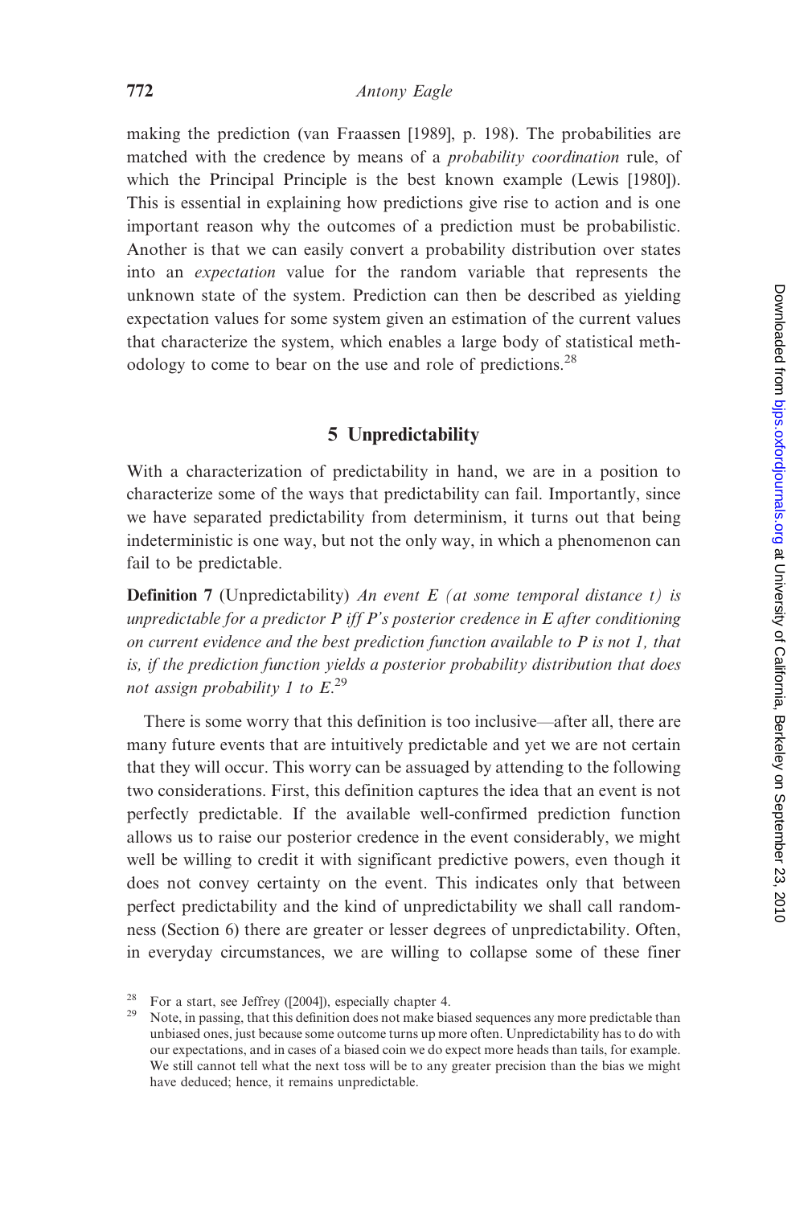making the prediction (van Fraassen [1989], p. 198). The probabilities are matched with the credence by means of a *probability coordination* rule, of which the Principal Principle is the best known example (Lewis [1980]). This is essential in explaining how predictions give rise to action and is one important reason why the outcomes of a prediction must be probabilistic. Another is that we can easily convert a probability distribution over states into an *expectation* value for the random variable that represents the unknown state of the system. Prediction can then be described as yielding expectation values for some system given an estimation of the current values that characterize the system, which enables a large body of statistical methodology to come to bear on the use and role of predictions.[28]

## 5 Unpredictability

With a characterization of predictability in hand, we are in a position to characterize some of the ways that predictability can fail. Importantly, since we have separated predictability from determinism, it turns out that being indeterministic is one way, but not the only way, in which a phenomenon can fail to be predictable.

**Definition 7** (Unpredictability) *An event $E$ (at some temporal distance $t$) is unpredictable for a predictor $P$ iff $P$'s posterior credence in $E$ after conditioning on current evidence and the best prediction function available to $P$ is not 1, that is, if the prediction function yields a posterior probability distribution that does not assign probability 1 to $E$.*[29]

There is some worry that this definition is too inclusive—after all, there are many future events that are intuitively predictable and yet we are not certain that they will occur. This worry can be assuaged by attending to the following two considerations. First, this definition captures the idea that an event is not perfectly predictable. If the available well-confirmed prediction function allows us to raise our posterior credence in the event considerably, we might well be willing to credit it with significant predictive powers, even though it does not convey certainty on the event. This indicates only that between perfect predictability and the kind of unpredictability we shall call randomness (Section 6) there are greater or lesser degrees of unpredictability. Often, in everyday circumstances, we are willing to collapse some of these finer

---

[28] For a start, see Jeffrey ([2004]), especially chapter 4.

[29] Note, in passing, that this definition does not make biased sequences any more predictable than unbiased ones, just because some outcome turns up more often. Unpredictability has to do with our expectations, and in cases of a biased coin we do expect more heads than tails, for example. We still cannot tell what the next toss will be to any greater precision than the bias we might have deduced; hence, it remains unpredictable.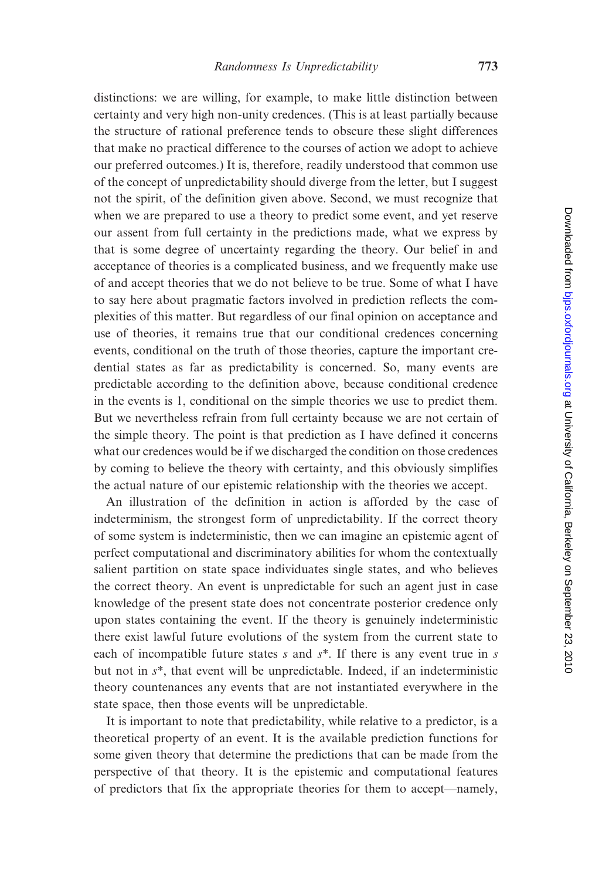distinctions: we are willing, for example, to make little distinction between certainty and very high non-unity credences. (This is at least partially because the structure of rational preference tends to obscure these slight differences that make no practical difference to the courses of action we adopt to achieve our preferred outcomes.) It is, therefore, readily understood that common use of the concept of unpredictability should diverge from the letter, but I suggest not the spirit, of the definition given above. Second, we must recognize that when we are prepared to use a theory to predict some event, and yet reserve our assent from full certainty in the predictions made, what we express by that is some degree of uncertainty regarding the theory. Our belief in and acceptance of theories is a complicated business, and we frequently make use of and accept theories that we do not believe to be true. Some of what I have to say here about pragmatic factors involved in prediction reflects the complexities of this matter. But regardless of our final opinion on acceptance and use of theories, it remains true that our conditional credences concerning events, conditional on the truth of those theories, capture the important credential states as far as predictability is concerned. So, many events are predictable according to the definition above, because conditional credence in the events is 1, conditional on the simple theories we use to predict them. But we nevertheless refrain from full certainty because we are not certain of the simple theory. The point is that prediction as I have defined it concerns what our credences would be if we discharged the condition on those credences by coming to believe the theory with certainty, and this obviously simplifies the actual nature of our epistemic relationship with the theories we accept.

An illustration of the definition in action is afforded by the case of indeterminism, the strongest form of unpredictability. If the correct theory of some system is indeterministic, then we can imagine an epistemic agent of perfect computational and discriminatory abilities for whom the contextually salient partition on state space individuates single states, and who believes the correct theory. An event is unpredictable for such an agent just in case knowledge of the present state does not concentrate posterior credence only upon states containing the event. If the theory is genuinely indeterministic there exist lawful future evolutions of the system from the current state to each of incompatible future states $s$ and $s^*$. If there is any event true in $s$ but not in $s^*$, that event will be unpredictable. Indeed, if an indeterministic theory countenances any events that are not instantiated everywhere in the state space, then those events will be unpredictable.

It is important to note that predictability, while relative to a predictor, is a theoretical property of an event. It is the available prediction functions for some given theory that determine the predictions that can be made from the perspective of that theory. It is the epistemic and computational features of predictors that fix the appropriate theories for them to accept—namely,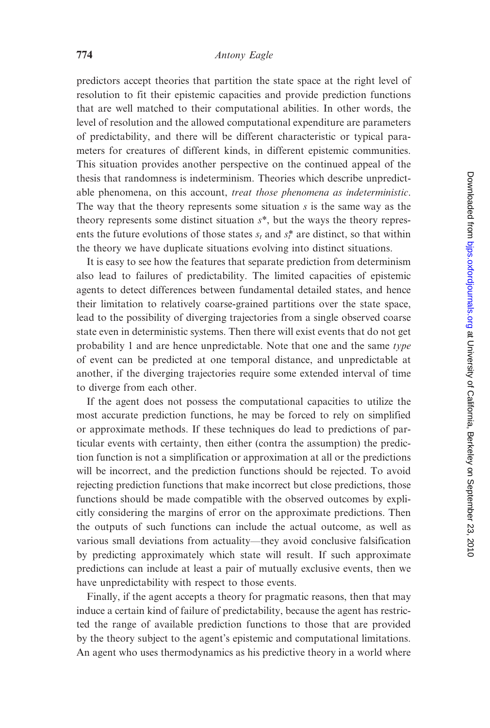predictors accept theories that partition the state space at the right level of resolution to fit their epistemic capacities and provide prediction functions that are well matched to their computational abilities. In other words, the level of resolution and the allowed computational expenditure are parameters of predictability, and there will be different characteristic or typical parameters for creatures of different kinds, in different epistemic communities. This situation provides another perspective on the continued appeal of the thesis that randomness is indeterminism. Theories which describe unpredictable phenomena, on this account, *treat those phenomena as indeterministic*. The way that the theory represents some situation $s$ is the same way as the theory represents some distinct situation $s^*$, but the ways the theory represents the future evolutions of those states $s_t$ and $s^*_t$ are distinct, so that within the theory we have duplicate situations evolving into distinct situations.

It is easy to see how the features that separate prediction from determinism also lead to failures of predictability. The limited capacities of epistemic agents to detect differences between fundamental detailed states, and hence their limitation to relatively coarse-grained partitions over the state space, lead to the possibility of diverging trajectories from a single observed coarse state even in deterministic systems. Then there will exist events that do not get probability 1 and are hence unpredictable. Note that one and the same *type* of event can be predicted at one temporal distance, and unpredictable at another, if the diverging trajectories require some extended interval of time to diverge from each other.

If the agent does not possess the computational capacities to utilize the most accurate prediction functions, he may be forced to rely on simplified or approximate methods. If these techniques do lead to predictions of particular events with certainty, then either (contra the assumption) the prediction function is not a simplification or approximation at all or the predictions will be incorrect, and the prediction functions should be rejected. To avoid rejecting prediction functions that make incorrect but close predictions, those functions should be made compatible with the observed outcomes by explicitly considering the margins of error on the approximate predictions. Then the outputs of such functions can include the actual outcome, as well as various small deviations from actuality—they avoid conclusive falsification by predicting approximately which state will result. If such approximate predictions can include at least a pair of mutually exclusive events, then we have unpredictability with respect to those events.

Finally, if the agent accepts a theory for pragmatic reasons, then that may induce a certain kind of failure of predictability, because the agent has restricted the range of available prediction functions to those that are provided by the theory subject to the agent's epistemic and computational limitations. An agent who uses thermodynamics as his predictive theory in a world where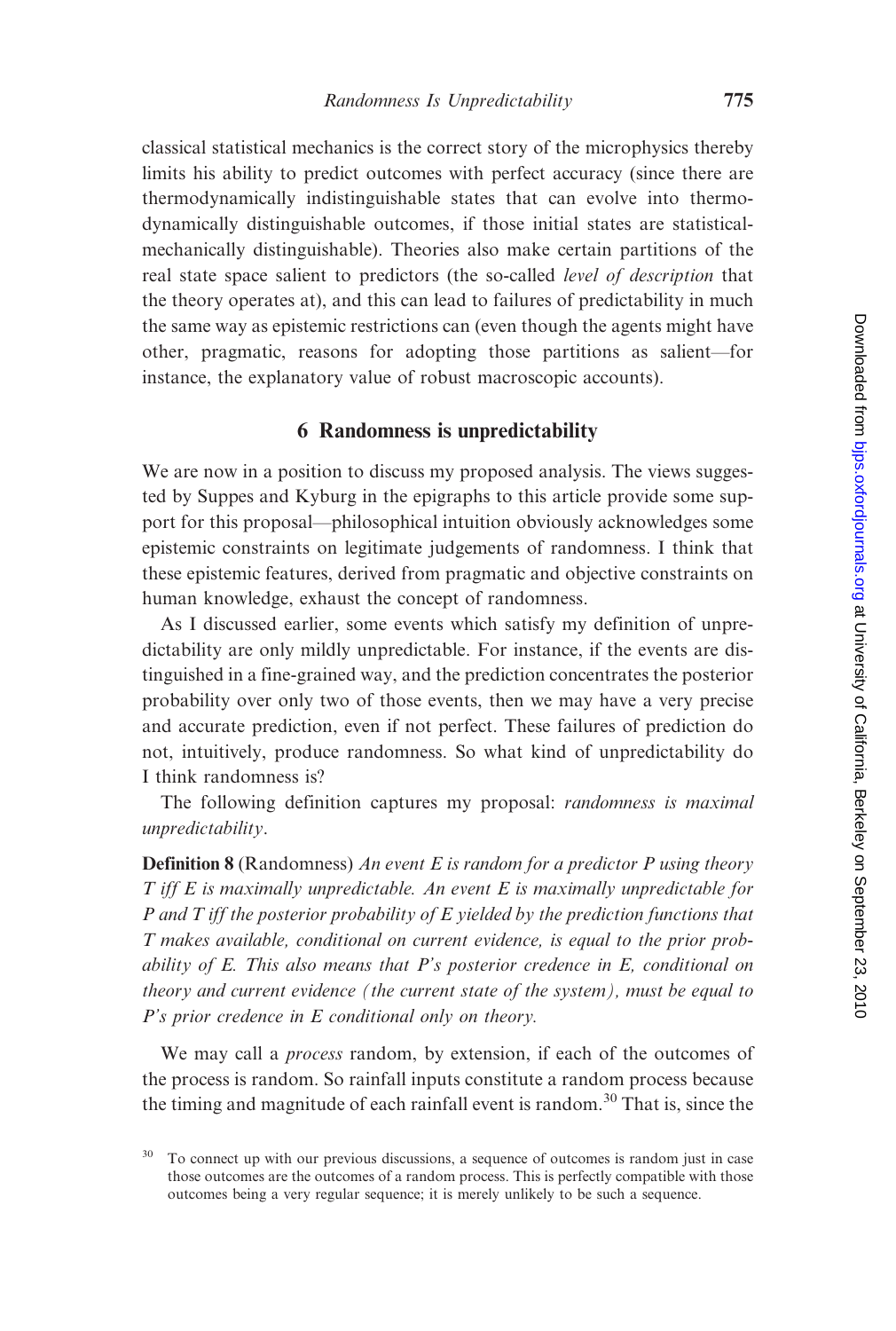classical statistical mechanics is the correct story of the microphysics thereby limits his ability to predict outcomes with perfect accuracy (since there are thermodynamically indistinguishable states that can evolve into thermodynamically distinguishable outcomes, if those initial states are statistical-mechanically distinguishable). Theories also make certain partitions of the real state space salient to predictors (the so-called *level of description* that the theory operates at), and this can lead to failures of predictability in much the same way as epistemic restrictions can (even though the agents might have other, pragmatic, reasons for adopting those partitions as salient—for instance, the explanatory value of robust macroscopic accounts).

## 6 Randomness is unpredictability

We are now in a position to discuss my proposed analysis. The views suggested by Suppes and Kyburg in the epigraphs to this article provide some support for this proposal—philosophical intuition obviously acknowledges some epistemic constraints on legitimate judgements of randomness. I think that these epistemic features, derived from pragmatic and objective constraints on human knowledge, exhaust the concept of randomness.

As I discussed earlier, some events which satisfy my definition of unpredictability are only mildly unpredictable. For instance, if the events are distinguished in a fine-grained way, and the prediction concentrates the posterior probability over only two of those events, then we may have a very precise and accurate prediction, even if not perfect. These failures of prediction do not, intuitively, produce randomness. So what kind of unpredictability do I think randomness is?

The following definition captures my proposal: *randomness is maximal unpredictability*.

**Definition 8** (Randomness) *An event E is random for a predictor P using theory T iff E is maximally unpredictable. An event E is maximally unpredictable for P and T iff the posterior probability of E yielded by the prediction functions that T makes available, conditional on current evidence, is equal to the prior probability of E. This also means that P's posterior credence in E, conditional on theory and current evidence (the current state of the system), must be equal to P's prior credence in E conditional only on theory.*

We may call a *process* random, by extension, if each of the outcomes of the process is random. So rainfall inputs constitute a random process because the timing and magnitude of each rainfall event is random.[30] That is, since the

[30] To connect up with our previous discussions, a sequence of outcomes is random just in case those outcomes are the outcomes of a random process. This is perfectly compatible with those outcomes being a very regular sequence; it is merely unlikely to be such a sequence.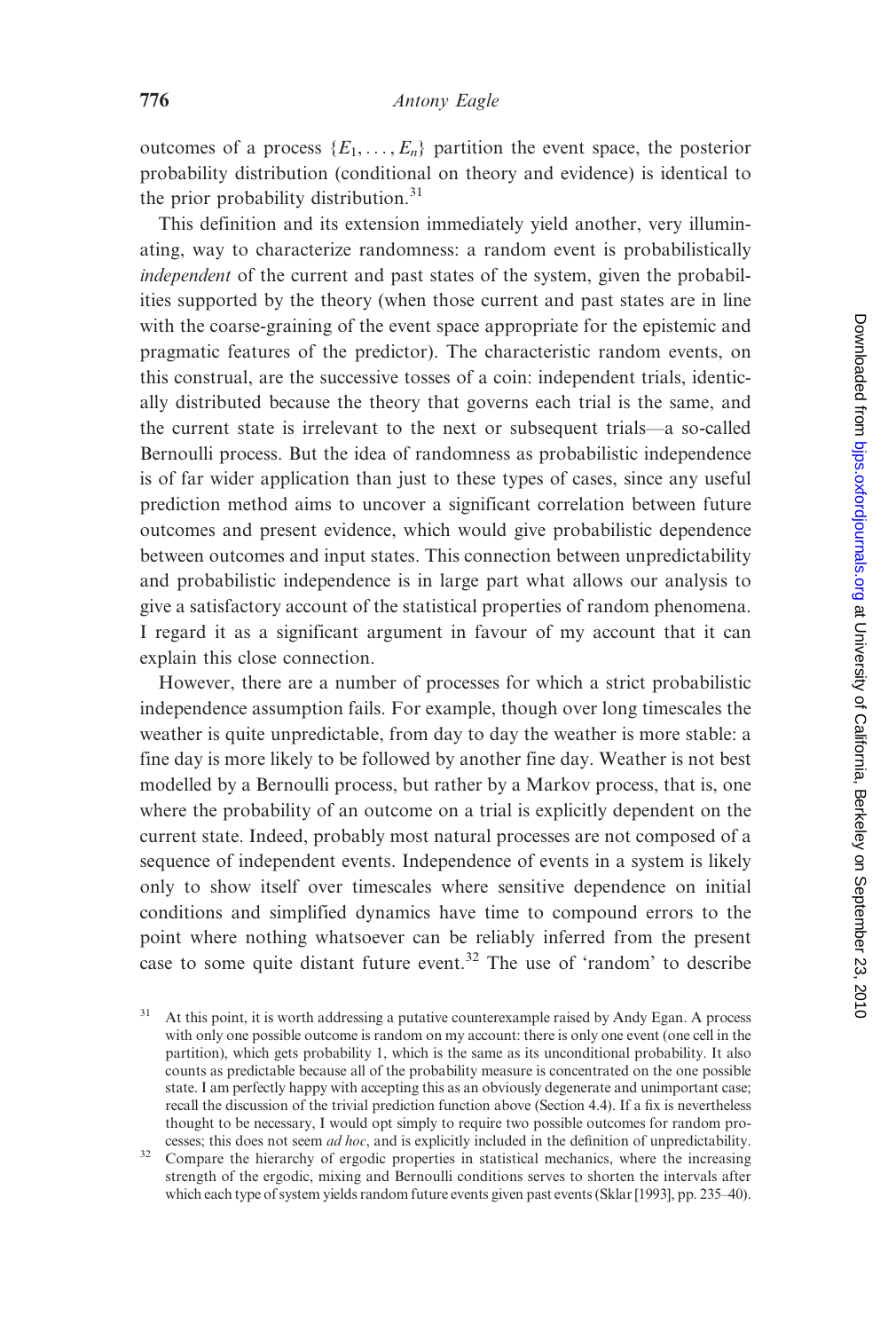outcomes of a process $\{E_1, \ldots, E_n\}$ partition the event space, the posterior probability distribution (conditional on theory and evidence) is identical to the prior probability distribution.[31]

This definition and its extension immediately yield another, very illuminating, way to characterize randomness: a random event is probabilistically *independent* of the current and past states of the system, given the probabilities supported by the theory (when those current and past states are in line with the coarse-graining of the event space appropriate for the epistemic and pragmatic features of the predictor). The characteristic random events, on this construal, are the successive tosses of a coin: independent trials, identically distributed because the theory that governs each trial is the same, and the current state is irrelevant to the next or subsequent trials—a so-called Bernoulli process. But the idea of randomness as probabilistic independence is of far wider application than just to these types of cases, since any useful prediction method aims to uncover a significant correlation between future outcomes and present evidence, which would give probabilistic dependence between outcomes and input states. This connection between unpredictability and probabilistic independence is in large part what allows our analysis to give a satisfactory account of the statistical properties of random phenomena. I regard it as a significant argument in favour of my account that it can explain this close connection.

However, there are a number of processes for which a strict probabilistic independence assumption fails. For example, though over long timescales the weather is quite unpredictable, from day to day the weather is more stable: a fine day is more likely to be followed by another fine day. Weather is not best modelled by a Bernoulli process, but rather by a Markov process, that is, one where the probability of an outcome on a trial is explicitly dependent on the current state. Indeed, probably most natural processes are not composed of a sequence of independent events. Independence of events in a system is likely only to show itself over timescales where sensitive dependence on initial conditions and simplified dynamics have time to compound errors to the point where nothing whatsoever can be reliably inferred from the present case to some quite distant future event.[32] The use of 'random' to describe

[31] At this point, it is worth addressing a putative counterexample raised by Andy Egan. A process with only one possible outcome is random on my account: there is only one event (one cell in the partition), which gets probability 1, which is the same as its unconditional probability. It also counts as predictable because all of the probability measure is concentrated on the one possible state. I am perfectly happy with accepting this as an obviously degenerate and unimportant case; recall the discussion of the trivial prediction function above (Section 4.4). If a fix is nevertheless thought to be necessary, I would opt simply to require two possible outcomes for random processes; this does not seem *ad hoc*, and is explicitly included in the definition of unpredictability.

[32] Compare the hierarchy of ergodic properties in statistical mechanics, where the increasing strength of the ergodic, mixing and Bernoulli conditions serves to shorten the intervals after which each type of system yields random future events given past events (Sklar [1993], pp. 235–40).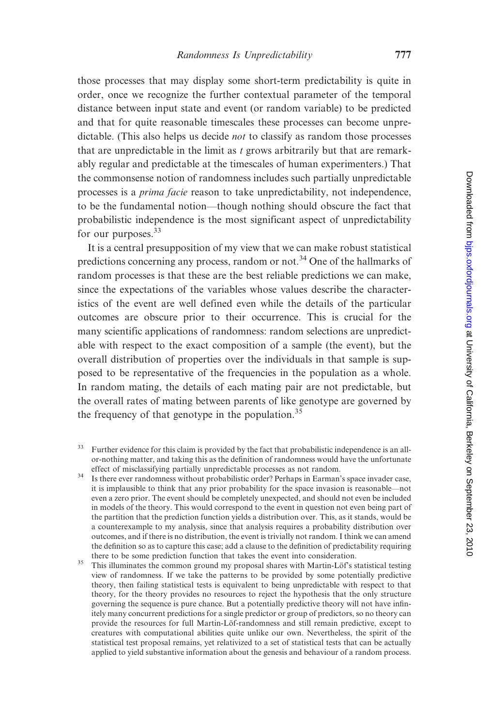those processes that may display some short-term predictability is quite in order, once we recognize the further contextual parameter of the temporal distance between input state and event (or random variable) to be predicted and that for quite reasonable timescales these processes can become unpredictable. (This also helps us decide *not* to classify as random those processes that are unpredictable in the limit as $t$ grows arbitrarily but that are remarkably regular and predictable at the timescales of human experimenters.) That the commonsense notion of randomness includes such partially unpredictable processes is a *prima facie* reason to take unpredictability, not independence, to be the fundamental notion—though nothing should obscure the fact that probabilistic independence is the most significant aspect of unpredictability for our purposes.[33]

It is a central presupposition of my view that we can make robust statistical predictions concerning any process, random or not.[34] One of the hallmarks of random processes is that these are the best reliable predictions we can make, since the expectations of the variables whose values describe the characteristics of the event are well defined even while the details of the particular outcomes are obscure prior to their occurrence. This is crucial for the many scientific applications of randomness: random selections are unpredictable with respect to the exact composition of a sample (the event), but the overall distribution of properties over the individuals in that sample is supposed to be representative of the frequencies in the population as a whole. In random mating, the details of each mating pair are not predictable, but the overall rates of mating between parents of like genotype are governed by the frequency of that genotype in the population.[35]

[33] Further evidence for this claim is provided by the fact that probabilistic independence is an all-or-nothing matter, and taking this as the definition of randomness would have the unfortunate effect of misclassifying partially unpredictable processes as not random.

[34] Is there ever randomness without probabilistic order? Perhaps in Earman's space invader case, it is implausible to think that any prior probability for the space invasion is reasonable—not even a zero prior. The event should be completely unexpected, and should not even be included in models of the theory. This would correspond to the event in question not even being part of the partition that the prediction function yields a distribution over. This, as it stands, would be a counterexample to my analysis, since that analysis requires a probability distribution over outcomes, and if there is no distribution, the event is trivially not random. I think we can amend the definition so as to capture this case; add a clause to the definition of predictability requiring there to be some prediction function that takes the event into consideration.

[35] This illuminates the common ground my proposal shares with Martin-Löf's statistical testing view of randomness. If we take the patterns to be provided by some potentially predictive theory, then failing statistical tests is equivalent to being unpredictable with respect to that theory, for the theory provides no resources to reject the hypothesis that the only structure governing the sequence is pure chance. But a potentially predictive theory will not have infinitely many concurrent predictions for a single predictor or group of predictors, so no theory can provide the resources for full Martin-Löf-randomness and still remain predictive, except to creatures with computational abilities quite unlike our own. Nevertheless, the spirit of the statistical test proposal remains, yet relativized to a set of statistical tests that can be actually applied to yield substantive information about the genesis and behaviour of a random process.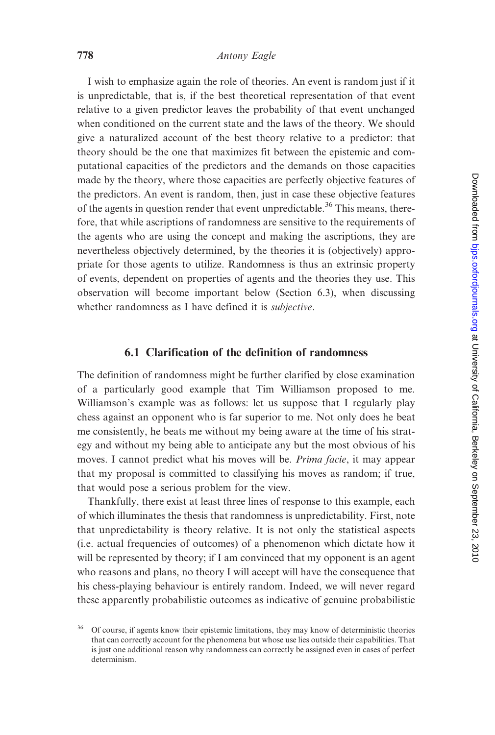I wish to emphasize again the role of theories. An event is random just if it is unpredictable, that is, if the best theoretical representation of that event relative to a given predictor leaves the probability of that event unchanged when conditioned on the current state and the laws of the theory. We should give a naturalized account of the best theory relative to a predictor: that theory should be the one that maximizes fit between the epistemic and computational capacities of the predictors and the demands on those capacities made by the theory, where those capacities are perfectly objective features of the predictors. An event is random, then, just in case these objective features of the agents in question render that event unpredictable.[36] This means, therefore, that while ascriptions of randomness are sensitive to the requirements of the agents who are using the concept and making the ascriptions, they are nevertheless objectively determined, by the theories it is (objectively) appropriate for those agents to utilize. Randomness is thus an extrinsic property of events, dependent on properties of agents and the theories they use. This observation will become important below (Section 6.3), when discussing whether randomness as I have defined it is *subjective*.

## 6.1 Clarification of the definition of randomness

The definition of randomness might be further clarified by close examination of a particularly good example that Tim Williamson proposed to me. Williamson's example was as follows: let us suppose that I regularly play chess against an opponent who is far superior to me. Not only does he beat me consistently, he beats me without my being aware at the time of his strategy and without my being able to anticipate any but the most obvious of his moves. I cannot predict what his moves will be. *Prima facie*, it may appear that my proposal is committed to classifying his moves as random; if true, that would pose a serious problem for the view.

Thankfully, there exist at least three lines of response to this example, each of which illuminates the thesis that randomness is unpredictability. First, note that unpredictability is theory relative. It is not only the statistical aspects (i.e. actual frequencies of outcomes) of a phenomenon which dictate how it will be represented by theory; if I am convinced that my opponent is an agent who reasons and plans, no theory I will accept will have the consequence that his chess-playing behaviour is entirely random. Indeed, we will never regard these apparently probabilistic outcomes as indicative of genuine probabilistic

[36] Of course, if agents know their epistemic limitations, they may know of deterministic theories that can correctly account for the phenomena but whose use lies outside their capabilities. That is just one additional reason why randomness can correctly be assigned even in cases of perfect determinism.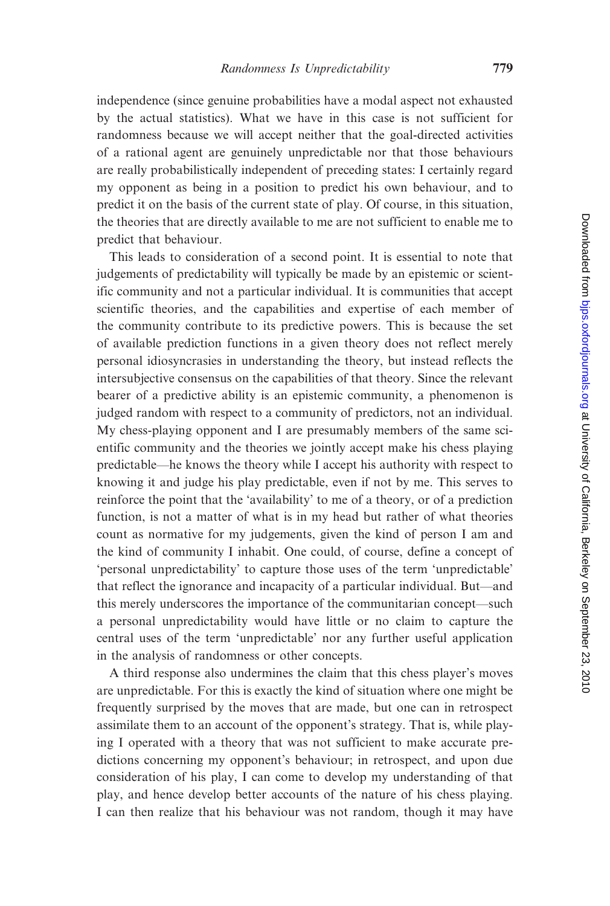independence (since genuine probabilities have a modal aspect not exhausted by the actual statistics). What we have in this case is not sufficient for randomness because we will accept neither that the goal-directed activities of a rational agent are genuinely unpredictable nor that those behaviours are really probabilistically independent of preceding states: I certainly regard my opponent as being in a position to predict his own behaviour, and to predict it on the basis of the current state of play. Of course, in this situation, the theories that are directly available to me are not sufficient to enable me to predict that behaviour.

This leads to consideration of a second point. It is essential to note that judgements of predictability will typically be made by an epistemic or scientific community and not a particular individual. It is communities that accept scientific theories, and the capabilities and expertise of each member of the community contribute to its predictive powers. This is because the set of available prediction functions in a given theory does not reflect merely personal idiosyncrasies in understanding the theory, but instead reflects the intersubjective consensus on the capabilities of that theory. Since the relevant bearer of a predictive ability is an epistemic community, a phenomenon is judged random with respect to a community of predictors, not an individual. My chess-playing opponent and I are presumably members of the same scientific community and the theories we jointly accept make his chess playing predictable—he knows the theory while I accept his authority with respect to knowing it and judge his play predictable, even if not by me. This serves to reinforce the point that the 'availability' to me of a theory, or of a prediction function, is not a matter of what is in my head but rather of what theories count as normative for my judgements, given the kind of person I am and the kind of community I inhabit. One could, of course, define a concept of 'personal unpredictability' to capture those uses of the term 'unpredictable' that reflect the ignorance and incapacity of a particular individual. But—and this merely underscores the importance of the communitarian concept—such a personal unpredictability would have little or no claim to capture the central uses of the term 'unpredictable' nor any further useful application in the analysis of randomness or other concepts.

A third response also undermines the claim that this chess player's moves are unpredictable. For this is exactly the kind of situation where one might be frequently surprised by the moves that are made, but one can in retrospect assimilate them to an account of the opponent's strategy. That is, while playing I operated with a theory that was not sufficient to make accurate predictions concerning my opponent's behaviour; in retrospect, and upon due consideration of his play, I can come to develop my understanding of that play, and hence develop better accounts of the nature of his chess playing. I can then realize that his behaviour was not random, though it may have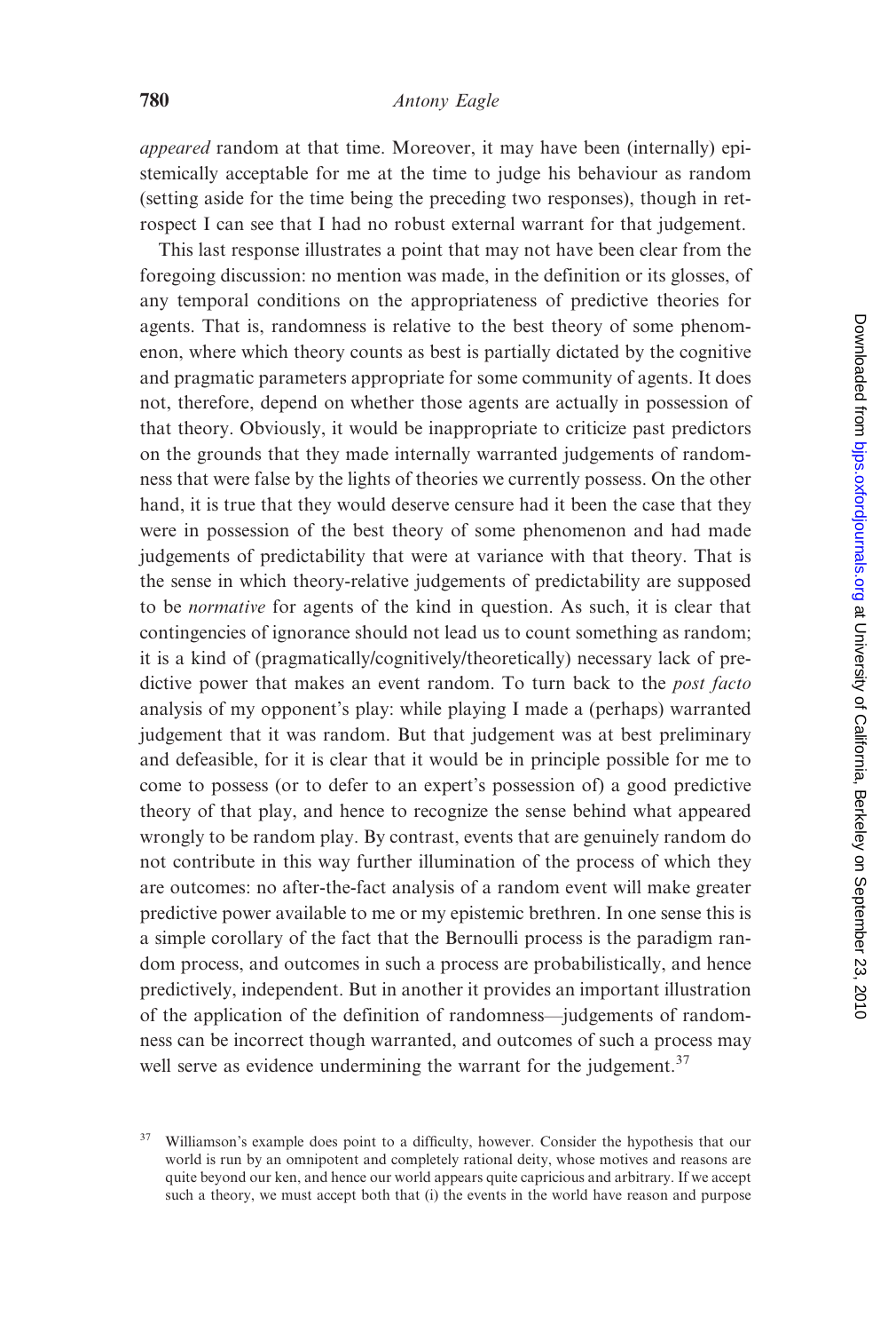*appeared* random at that time. Moreover, it may have been (internally) epistemically acceptable for me at the time to judge his behaviour as random (setting aside for the time being the preceding two responses), though in retrospect I can see that I had no robust external warrant for that judgement.

This last response illustrates a point that may not have been clear from the foregoing discussion: no mention was made, in the definition or its glosses, of any temporal conditions on the appropriateness of predictive theories for agents. That is, randomness is relative to the best theory of some phenomenon, where which theory counts as best is partially dictated by the cognitive and pragmatic parameters appropriate for some community of agents. It does not, therefore, depend on whether those agents are actually in possession of that theory. Obviously, it would be inappropriate to criticize past predictors on the grounds that they made internally warranted judgements of randomness that were false by the lights of theories we currently possess. On the other hand, it is true that they would deserve censure had it been the case that they were in possession of the best theory of some phenomenon and had made judgements of predictability that were at variance with that theory. That is the sense in which theory-relative judgements of predictability are supposed to be *normative* for agents of the kind in question. As such, it is clear that contingencies of ignorance should not lead us to count something as random; it is a kind of (pragmatically/cognitively/theoretically) necessary lack of predictive power that makes an event random. To turn back to the *post facto* analysis of my opponent's play: while playing I made a (perhaps) warranted judgement that it was random. But that judgement was at best preliminary and defeasible, for it is clear that it would be in principle possible for me to come to possess (or to defer to an expert's possession of) a good predictive theory of that play, and hence to recognize the sense behind what appeared wrongly to be random play. By contrast, events that are genuinely random do not contribute in this way further illumination of the process of which they are outcomes: no after-the-fact analysis of a random event will make greater predictive power available to me or my epistemic brethren. In one sense this is a simple corollary of the fact that the Bernoulli process is the paradigm random process, and outcomes in such a process are probabilistically, and hence predictively, independent. But in another it provides an important illustration of the application of the definition of randomness—judgements of randomness can be incorrect though warranted, and outcomes of such a process may well serve as evidence undermining the warrant for the judgement.[37]

[37] Williamson's example does point to a difficulty, however. Consider the hypothesis that our world is run by an omnipotent and completely rational deity, whose motives and reasons are quite beyond our ken, and hence our world appears quite capricious and arbitrary. If we accept such a theory, we must accept both that (i) the events in the world have reason and purpose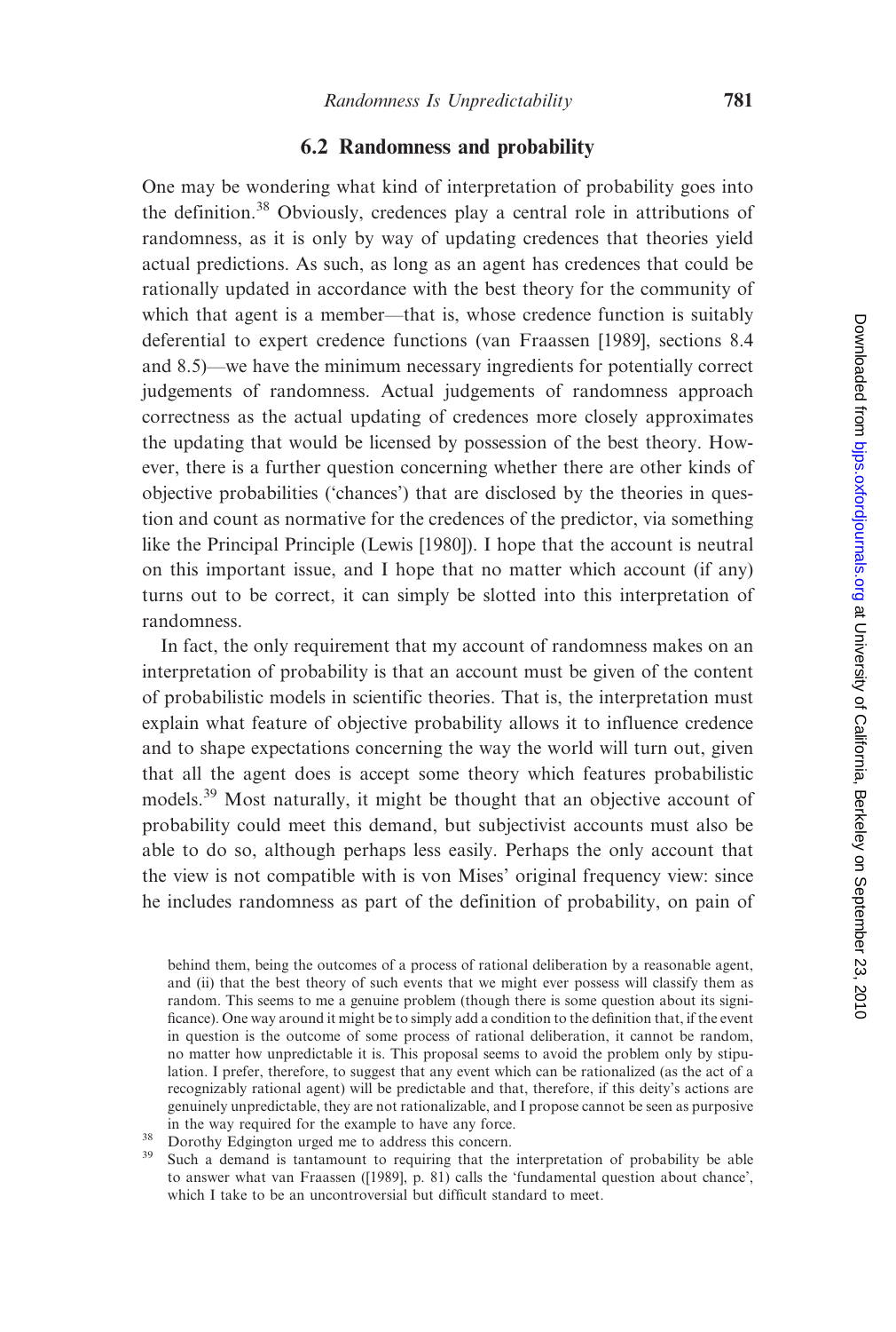## 6.2 Randomness and probability

One may be wondering what kind of interpretation of probability goes into the definition.[38] Obviously, credences play a central role in attributions of randomness, as it is only by way of updating credences that theories yield actual predictions. As such, as long as an agent has credences that could be rationally updated in accordance with the best theory for the community of which that agent is a member—that is, whose credence function is suitably deferential to expert credence functions (van Fraassen [1989], sections 8.4 and 8.5)—we have the minimum necessary ingredients for potentially correct judgements of randomness. Actual judgements of randomness approach correctness as the actual updating of credences more closely approximates the updating that would be licensed by possession of the best theory. However, there is a further question concerning whether there are other kinds of objective probabilities ('chances') that are disclosed by the theories in question and count as normative for the credences of the predictor, via something like the Principal Principle (Lewis [1980]). I hope that the account is neutral on this important issue, and I hope that no matter which account (if any) turns out to be correct, it can simply be slotted into this interpretation of randomness.

In fact, the only requirement that my account of randomness makes on an interpretation of probability is that an account must be given of the content of probabilistic models in scientific theories. That is, the interpretation must explain what feature of objective probability allows it to influence credence and to shape expectations concerning the way the world will turn out, given that all the agent does is accept some theory which features probabilistic models.[39] Most naturally, it might be thought that an objective account of probability could meet this demand, but subjectivist accounts must also be able to do so, although perhaps less easily. Perhaps the only account that the view is not compatible with is von Mises' original frequency view: since he includes randomness as part of the definition of probability, on pain of

behind them, being the outcomes of a process of rational deliberation by a reasonable agent, and (ii) that the best theory of such events that we might ever possess will classify them as random. This seems to me a genuine problem (though there is some question about its significance). One way around it might be to simply add a condition to the definition that, if the event in question is the outcome of some process of rational deliberation, it cannot be random, no matter how unpredictable it is. This proposal seems to avoid the problem only by stipulation. I prefer, therefore, to suggest that any event which can be rationalized (as the act of a recognizably rational agent) will be predictable and that, therefore, if this deity's actions are genuinely unpredictable, they are not rationalizable, and I propose cannot be seen as purposive in the way required for the example to have any force.

[38] Dorothy Edgington urged me to address this concern.

[39] Such a demand is tantamount to requiring that the interpretation of probability be able to answer what van Fraassen ([1989], p. 81) calls the 'fundamental question about chance', which I take to be an uncontroversial but difficult standard to meet.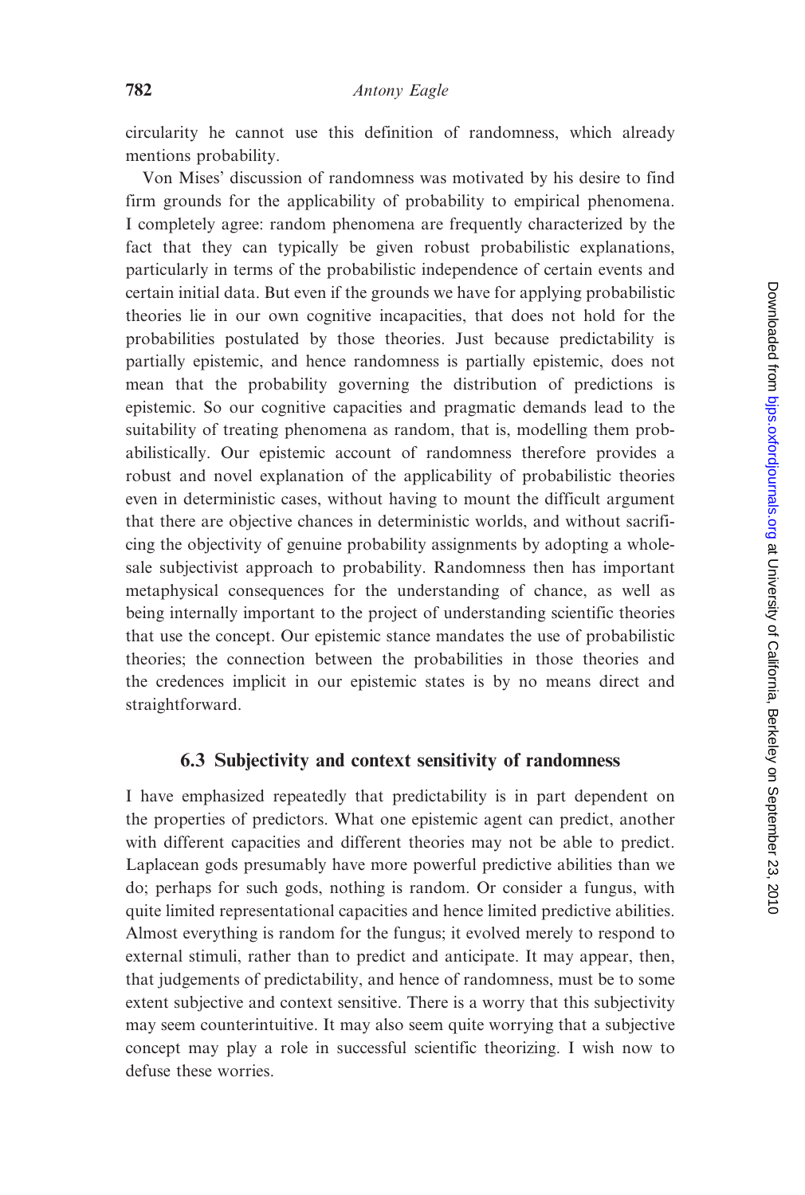circularity he cannot use this definition of randomness, which already mentions probability.

Von Mises' discussion of randomness was motivated by his desire to find firm grounds for the applicability of probability to empirical phenomena. I completely agree: random phenomena are frequently characterized by the fact that they can typically be given robust probabilistic explanations, particularly in terms of the probabilistic independence of certain events and certain initial data. But even if the grounds we have for applying probabilistic theories lie in our own cognitive incapacities, that does not hold for the probabilities postulated by those theories. Just because predictability is partially epistemic, and hence randomness is partially epistemic, does not mean that the probability governing the distribution of predictions is epistemic. So our cognitive capacities and pragmatic demands lead to the suitability of treating phenomena as random, that is, modelling them probabilistically. Our epistemic account of randomness therefore provides a robust and novel explanation of the applicability of probabilistic theories even in deterministic cases, without having to mount the difficult argument that there are objective chances in deterministic worlds, and without sacrificing the objectivity of genuine probability assignments by adopting a wholesale subjectivist approach to probability. Randomness then has important metaphysical consequences for the understanding of chance, as well as being internally important to the project of understanding scientific theories that use the concept. Our epistemic stance mandates the use of probabilistic theories; the connection between the probabilities in those theories and the credences implicit in our epistemic states is by no means direct and straightforward.

### 6.3 Subjectivity and context sensitivity of randomness

I have emphasized repeatedly that predictability is in part dependent on the properties of predictors. What one epistemic agent can predict, another with different capacities and different theories may not be able to predict. Laplacean gods presumably have more powerful predictive abilities than we do; perhaps for such gods, nothing is random. Or consider a fungus, with quite limited representational capacities and hence limited predictive abilities. Almost everything is random for the fungus; it evolved merely to respond to external stimuli, rather than to predict and anticipate. It may appear, then, that judgements of predictability, and hence of randomness, must be to some extent subjective and context sensitive. There is a worry that this subjectivity may seem counterintuitive. It may also seem quite worrying that a subjective concept may play a role in successful scientific theorizing. I wish now to defuse these worries.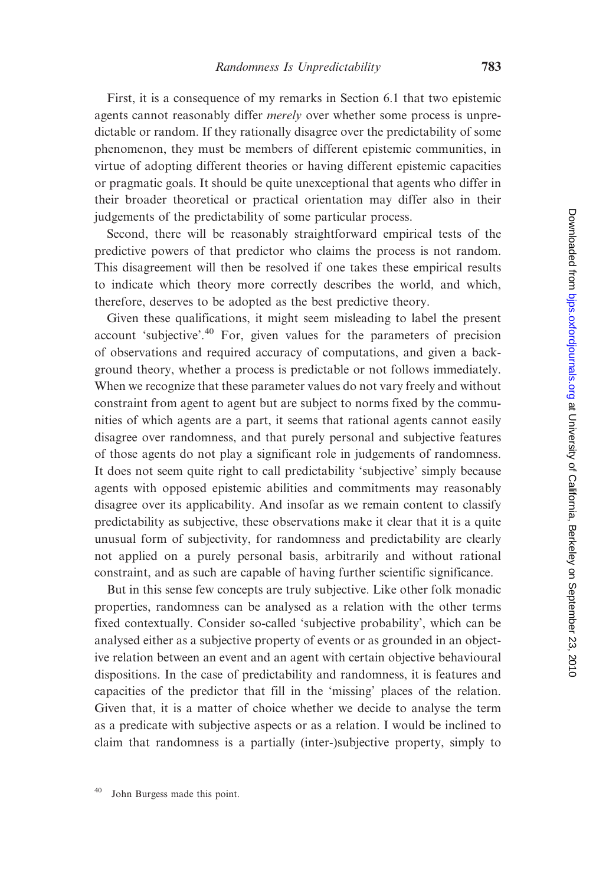First, it is a consequence of my remarks in Section 6.1 that two epistemic agents cannot reasonably differ *merely* over whether some process is unpredictable or random. If they rationally disagree over the predictability of some phenomenon, they must be members of different epistemic communities, in virtue of adopting different theories or having different epistemic capacities or pragmatic goals. It should be quite unexceptional that agents who differ in their broader theoretical or practical orientation may differ also in their judgements of the predictability of some particular process.

Second, there will be reasonably straightforward empirical tests of the predictive powers of that predictor who claims the process is not random. This disagreement will then be resolved if one takes these empirical results to indicate which theory more correctly describes the world, and which, therefore, deserves to be adopted as the best predictive theory.

Given these qualifications, it might seem misleading to label the present account 'subjective'.[40] For, given values for the parameters of precision of observations and required accuracy of computations, and given a background theory, whether a process is predictable or not follows immediately. When we recognize that these parameter values do not vary freely and without constraint from agent to agent but are subject to norms fixed by the communities of which agents are a part, it seems that rational agents cannot easily disagree over randomness, and that purely personal and subjective features of those agents do not play a significant role in judgements of randomness. It does not seem quite right to call predictability 'subjective' simply because agents with opposed epistemic abilities and commitments may reasonably disagree over its applicability. And insofar as we remain content to classify predictability as subjective, these observations make it clear that it is a quite unusual form of subjectivity, for randomness and predictability are clearly not applied on a purely personal basis, arbitrarily and without rational constraint, and as such are capable of having further scientific significance.

But in this sense few concepts are truly subjective. Like other folk monadic properties, randomness can be analysed as a relation with the other terms fixed contextually. Consider so-called 'subjective probability', which can be analysed either as a subjective property of events or as grounded in an objective relation between an event and an agent with certain objective behavioural dispositions. In the case of predictability and randomness, it is features and capacities of the predictor that fill in the 'missing' places of the relation. Given that, it is a matter of choice whether we decide to analyse the term as a predicate with subjective aspects or as a relation. I would be inclined to claim that randomness is a partially (inter-)subjective property, simply to

[40] John Burgess made this point.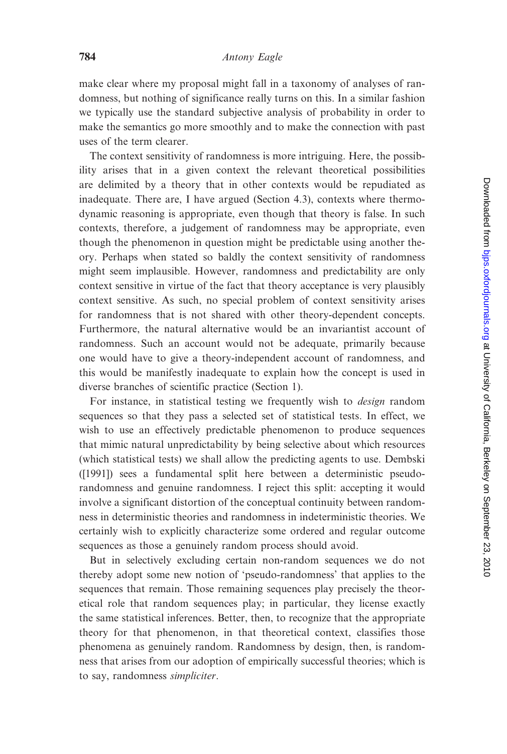make clear where my proposal might fall in a taxonomy of analyses of randomness, but nothing of significance really turns on this. In a similar fashion we typically use the standard subjective analysis of probability in order to make the semantics go more smoothly and to make the connection with past uses of the term clearer.

The context sensitivity of randomness is more intriguing. Here, the possibility arises that in a given context the relevant theoretical possibilities are delimited by a theory that in other contexts would be repudiated as inadequate. There are, I have argued (Section 4.3), contexts where thermodynamic reasoning is appropriate, even though that theory is false. In such contexts, therefore, a judgement of randomness may be appropriate, even though the phenomenon in question might be predictable using another theory. Perhaps when stated so baldly the context sensitivity of randomness might seem implausible. However, randomness and predictability are only context sensitive in virtue of the fact that theory acceptance is very plausibly context sensitive. As such, no special problem of context sensitivity arises for randomness that is not shared with other theory-dependent concepts. Furthermore, the natural alternative would be an invariantist account of randomness. Such an account would not be adequate, primarily because one would have to give a theory-independent account of randomness, and this would be manifestly inadequate to explain how the concept is used in diverse branches of scientific practice (Section 1).

For instance, in statistical testing we frequently wish to *design* random sequences so that they pass a selected set of statistical tests. In effect, we wish to use an effectively predictable phenomenon to produce sequences that mimic natural unpredictability by being selective about which resources (which statistical tests) we shall allow the predicting agents to use. Dembski ([1991]) sees a fundamental split here between a deterministic pseudo-randomness and genuine randomness. I reject this split: accepting it would involve a significant distortion of the conceptual continuity between randomness in deterministic theories and randomness in indeterministic theories. We certainly wish to explicitly characterize some ordered and regular outcome sequences as those a genuinely random process should avoid.

But in selectively excluding certain non-random sequences we do not thereby adopt some new notion of 'pseudo-randomness' that applies to the sequences that remain. Those remaining sequences play precisely the theoretical role that random sequences play; in particular, they license exactly the same statistical inferences. Better, then, to recognize that the appropriate theory for that phenomenon, in that theoretical context, classifies those phenomena as genuinely random. Randomness by design, then, is randomness that arises from our adoption of empirically successful theories; which is to say, randomness *simpliciter*.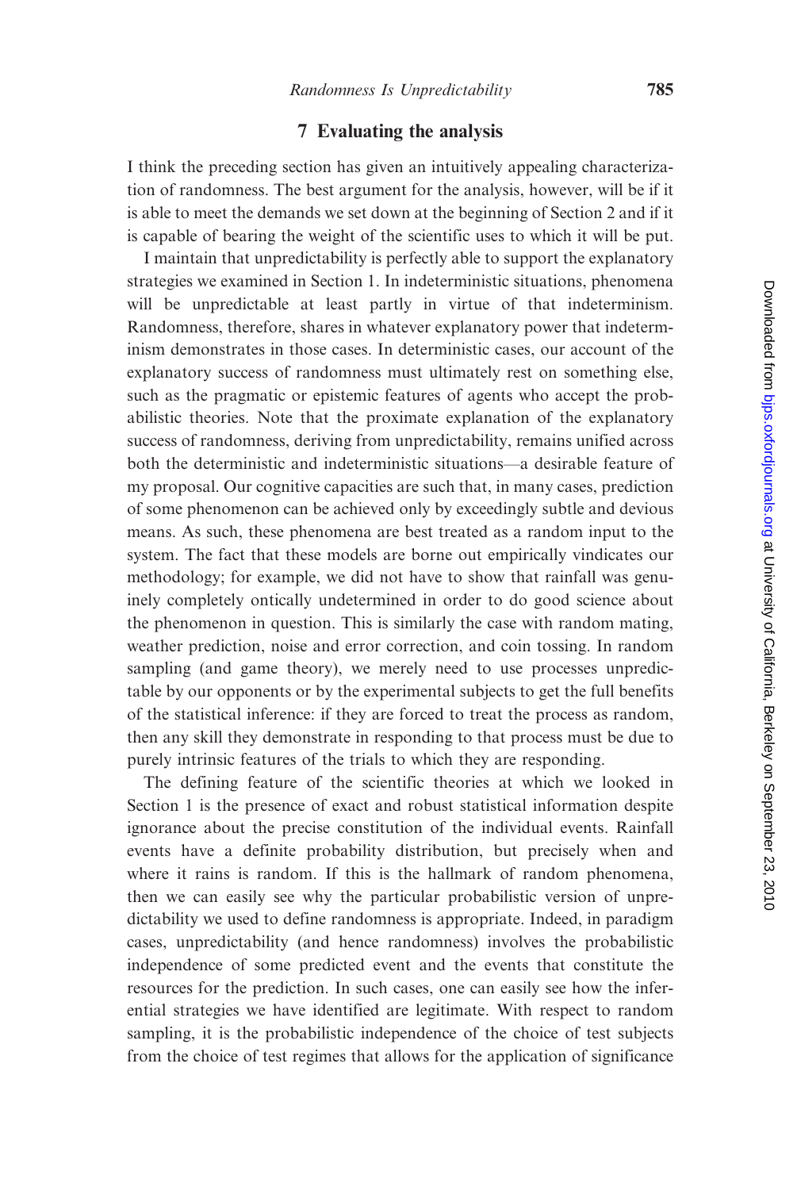## 7 Evaluating the analysis

I think the preceding section has given an intuitively appealing characterization of randomness. The best argument for the analysis, however, will be if it is able to meet the demands we set down at the beginning of Section 2 and if it is capable of bearing the weight of the scientific uses to which it will be put.

I maintain that unpredictability is perfectly able to support the explanatory strategies we examined in Section 1. In indeterministic situations, phenomena will be unpredictable at least partly in virtue of that indeterminism. Randomness, therefore, shares in whatever explanatory power that indeterminism demonstrates in those cases. In deterministic cases, our account of the explanatory success of randomness must ultimately rest on something else, such as the pragmatic or epistemic features of agents who accept the probabilistic theories. Note that the proximate explanation of the explanatory success of randomness, deriving from unpredictability, remains unified across both the deterministic and indeterministic situations—a desirable feature of my proposal. Our cognitive capacities are such that, in many cases, prediction of some phenomenon can be achieved only by exceedingly subtle and devious means. As such, these phenomena are best treated as a random input to the system. The fact that these models are borne out empirically vindicates our methodology; for example, we did not have to show that rainfall was genuinely completely ontically undetermined in order to do good science about the phenomenon in question. This is similarly the case with random mating, weather prediction, noise and error correction, and coin tossing. In random sampling (and game theory), we merely need to use processes unpredictable by our opponents or by the experimental subjects to get the full benefits of the statistical inference: if they are forced to treat the process as random, then any skill they demonstrate in responding to that process must be due to purely intrinsic features of the trials to which they are responding.

The defining feature of the scientific theories at which we looked in Section 1 is the presence of exact and robust statistical information despite ignorance about the precise constitution of the individual events. Rainfall events have a definite probability distribution, but precisely when and where it rains is random. If this is the hallmark of random phenomena, then we can easily see why the particular probabilistic version of unpredictability we used to define randomness is appropriate. Indeed, in paradigm cases, unpredictability (and hence randomness) involves the probabilistic independence of some predicted event and the events that constitute the resources for the prediction. In such cases, one can easily see how the inferential strategies we have identified are legitimate. With respect to random sampling, it is the probabilistic independence of the choice of test subjects from the choice of test regimes that allows for the application of significance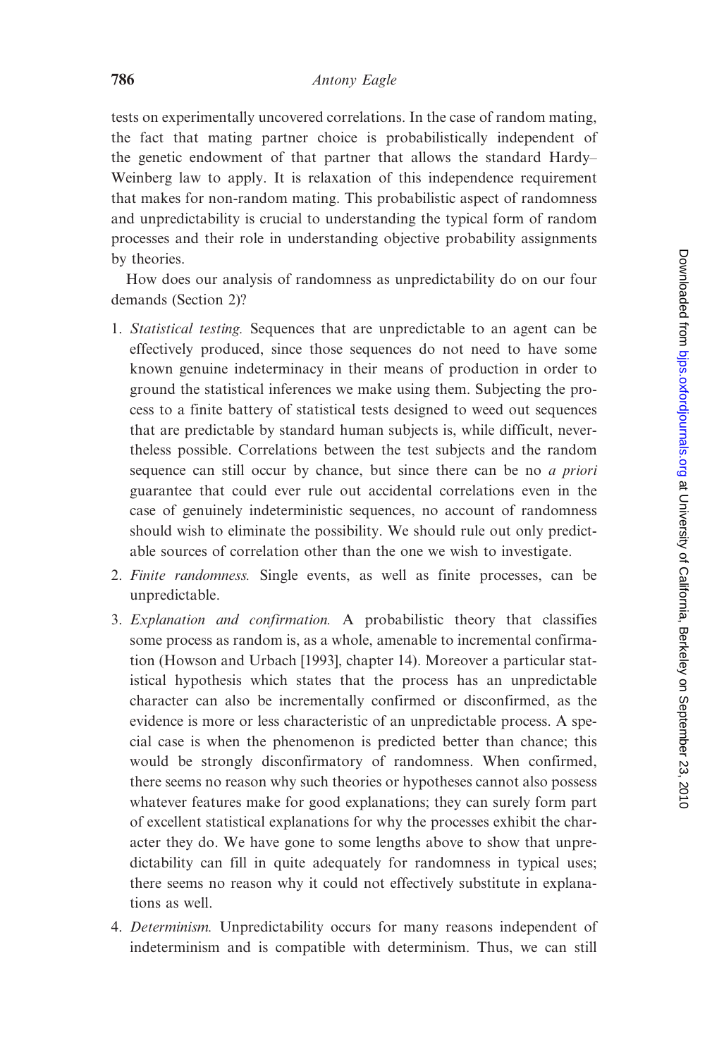tests on experimentally uncovered correlations. In the case of random mating, the fact that mating partner choice is probabilistically independent of the genetic endowment of that partner that allows the standard Hardy–Weinberg law to apply. It is relaxation of this independence requirement that makes for non-random mating. This probabilistic aspect of randomness and unpredictability is crucial to understanding the typical form of random processes and their role in understanding objective probability assignments by theories.

How does our analysis of randomness as unpredictability do on our four demands (Section 2)?

1. *Statistical testing.* Sequences that are unpredictable to an agent can be effectively produced, since those sequences do not need to have some known genuine indeterminacy in their means of production in order to ground the statistical inferences we make using them. Subjecting the process to a finite battery of statistical tests designed to weed out sequences that are predictable by standard human subjects is, while difficult, nevertheless possible. Correlations between the test subjects and the random sequence can still occur by chance, but since there can be no *a priori* guarantee that could ever rule out accidental correlations even in the case of genuinely indeterministic sequences, no account of randomness should wish to eliminate the possibility. We should rule out only predictable sources of correlation other than the one we wish to investigate.
2. *Finite randomness.* Single events, as well as finite processes, can be unpredictable.
3. *Explanation and confirmation.* A probabilistic theory that classifies some process as random is, as a whole, amenable to incremental confirmation (Howson and Urbach [1993], chapter 14). Moreover a particular statistical hypothesis which states that the process has an unpredictable character can also be incrementally confirmed or disconfirmed, as the evidence is more or less characteristic of an unpredictable process. A special case is when the phenomenon is predicted better than chance; this would be strongly disconfirmatory of randomness. When confirmed, there seems no reason why such theories or hypotheses cannot also possess whatever features make for good explanations; they can surely form part of excellent statistical explanations for why the processes exhibit the character they do. We have gone to some lengths above to show that unpredictability can fill in quite adequately for randomness in typical uses; there seems no reason why it could not effectively substitute in explanations as well.
4. *Determinism.* Unpredictability occurs for many reasons independent of indeterminism and is compatible with determinism. Thus, we can still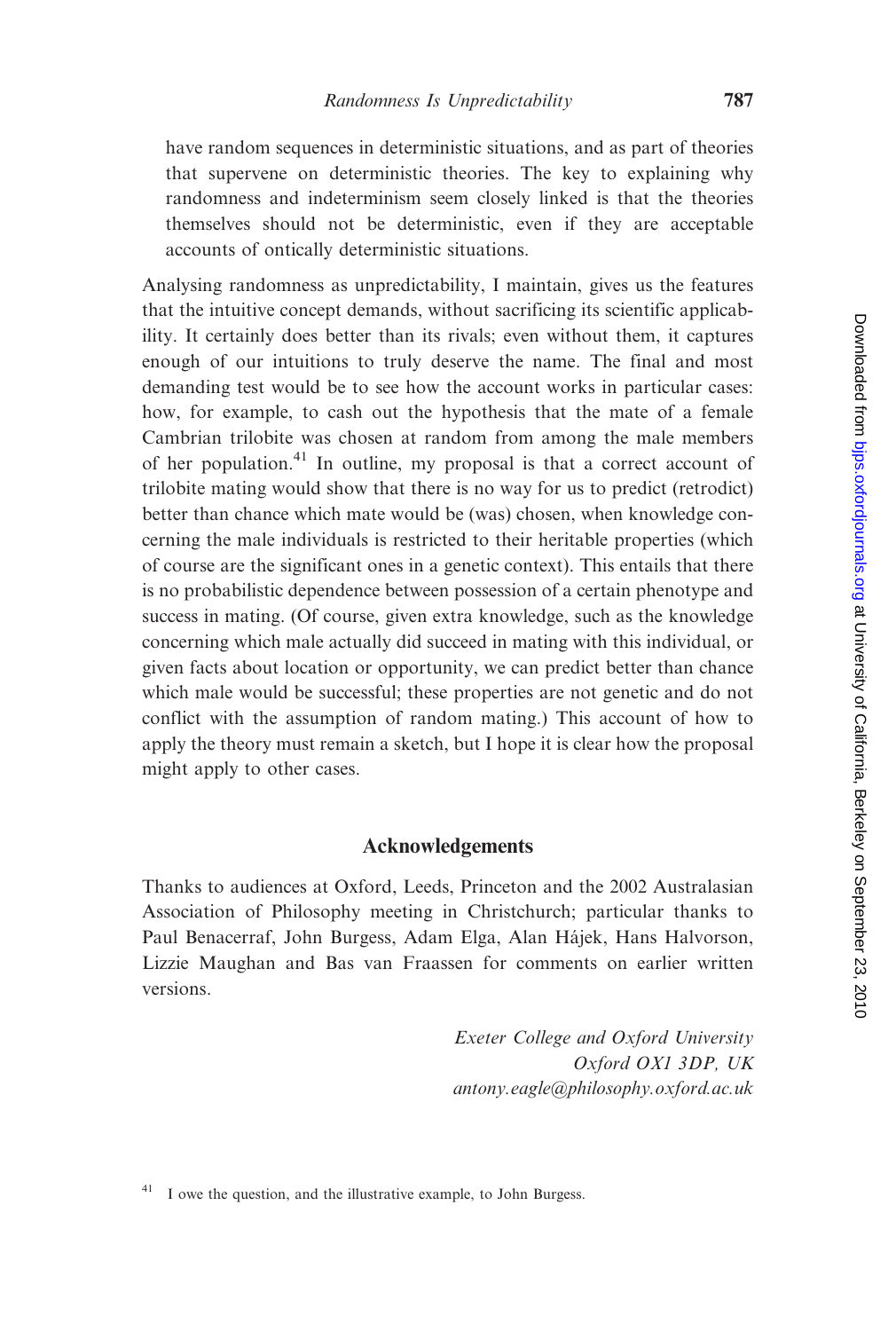have random sequences in deterministic situations, and as part of theories that supervene on deterministic theories. The key to explaining why randomness and indeterminism seem closely linked is that the theories themselves should not be deterministic, even if they are acceptable accounts of ontically deterministic situations.

Analysing randomness as unpredictability, I maintain, gives us the features that the intuitive concept demands, without sacrificing its scientific applicability. It certainly does better than its rivals; even without them, it captures enough of our intuitions to truly deserve the name. The final and most demanding test would be to see how the account works in particular cases: how, for example, to cash out the hypothesis that the mate of a female Cambrian trilobite was chosen at random from among the male members of her population.[41] In outline, my proposal is that a correct account of trilobite mating would show that there is no way for us to predict (retrodict) better than chance which mate would be (was) chosen, when knowledge concerning the male individuals is restricted to their heritable properties (which of course are the significant ones in a genetic context). This entails that there is no probabilistic dependence between possession of a certain phenotype and success in mating. (Of course, given extra knowledge, such as the knowledge concerning which male actually did succeed in mating with this individual, or given facts about location or opportunity, we can predict better than chance which male would be successful; these properties are not genetic and do not conflict with the assumption of random mating.) This account of how to apply the theory must remain a sketch, but I hope it is clear how the proposal might apply to other cases.

## Acknowledgements

Thanks to audiences at Oxford, Leeds, Princeton and the 2002 Australasian Association of Philosophy meeting in Christchurch; particular thanks to Paul Benacerraf, John Burgess, Adam Elga, Alan Hájek, Hans Halvorson, Lizzie Maughan and Bas van Fraassen for comments on earlier written versions.

*Exeter College and Oxford University*
*Oxford OX1 3DP, UK*
*antony.eagle@philosophy.oxford.ac.uk*

[41] I owe the question, and the illustrative example, to John Burgess.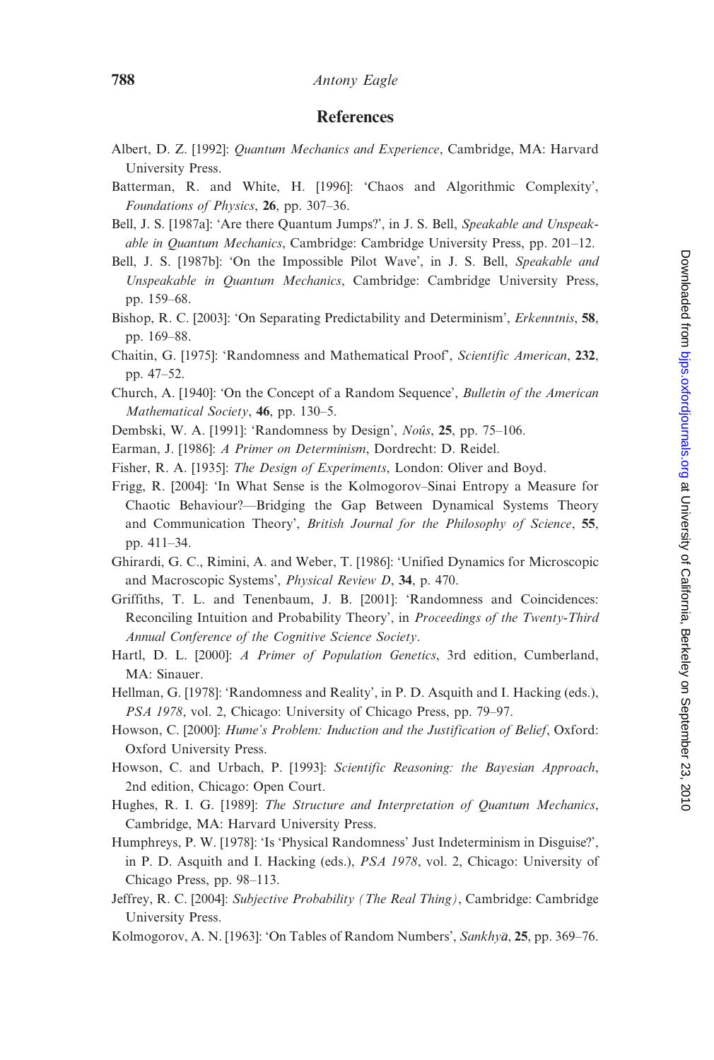## References

Albert, D. Z. [1992]: *Quantum Mechanics and Experience*, Cambridge, MA: Harvard University Press.

Batterman, R. and White, H. [1996]: 'Chaos and Algorithmic Complexity', *Foundations of Physics*, **26**, pp. 307–36.

Bell, J. S. [1987a]: 'Are there Quantum Jumps?', in J. S. Bell, *Speakable and Unspeakable in Quantum Mechanics*, Cambridge: Cambridge University Press, pp. 201–12.

Bell, J. S. [1987b]: 'On the Impossible Pilot Wave', in J. S. Bell, *Speakable and Unspeakable in Quantum Mechanics*, Cambridge: Cambridge University Press, pp. 159–68.

Bishop, R. C. [2003]: 'On Separating Predictability and Determinism', *Erkenntnis*, **58**, pp. 169–88.

Chaitin, G. [1975]: 'Randomness and Mathematical Proof', *Scientific American*, **232**, pp. 47–52.

Church, A. [1940]: 'On the Concept of a Random Sequence', *Bulletin of the American Mathematical Society*, **46**, pp. 130–5.

Dembski, W. A. [1991]: 'Randomness by Design', *Noûs*, **25**, pp. 75–106.

Earman, J. [1986]: *A Primer on Determinism*, Dordrecht: D. Reidel.

Fisher, R. A. [1935]: *The Design of Experiments*, London: Oliver and Boyd.

Frigg, R. [2004]: 'In What Sense is the Kolmogorov–Sinai Entropy a Measure for Chaotic Behaviour?—Bridging the Gap Between Dynamical Systems Theory and Communication Theory', *British Journal for the Philosophy of Science*, **55**, pp. 411–34.

Ghirardi, G. C., Rimini, A. and Weber, T. [1986]: 'Unified Dynamics for Microscopic and Macroscopic Systems', *Physical Review D*, **34**, p. 470.

Griffiths, T. L. and Tenenbaum, J. B. [2001]: 'Randomness and Coincidences: Reconciling Intuition and Probability Theory', in *Proceedings of the Twenty-Third Annual Conference of the Cognitive Science Society*.

Hartl, D. L. [2000]: *A Primer of Population Genetics*, 3rd edition, Cumberland, MA: Sinauer.

Hellman, G. [1978]: 'Randomness and Reality', in P. D. Asquith and I. Hacking (eds.), *PSA 1978*, vol. 2, Chicago: University of Chicago Press, pp. 79–97.

Howson, C. [2000]: *Hume's Problem: Induction and the Justification of Belief*, Oxford: Oxford University Press.

Howson, C. and Urbach, P. [1993]: *Scientific Reasoning: the Bayesian Approach*, 2nd edition, Chicago: Open Court.

Hughes, R. I. G. [1989]: *The Structure and Interpretation of Quantum Mechanics*, Cambridge, MA: Harvard University Press.

Humphreys, P. W. [1978]: 'Is 'Physical Randomness' Just Indeterminism in Disguise?', in P. D. Asquith and I. Hacking (eds.), *PSA 1978*, vol. 2, Chicago: University of Chicago Press, pp. 98–113.

Jeffrey, R. C. [2004]: *Subjective Probability (The Real Thing)*, Cambridge: Cambridge University Press.

Kolmogorov, A. N. [1963]: 'On Tables of Random Numbers', *Sankhyā*, **25**, pp. 369–76.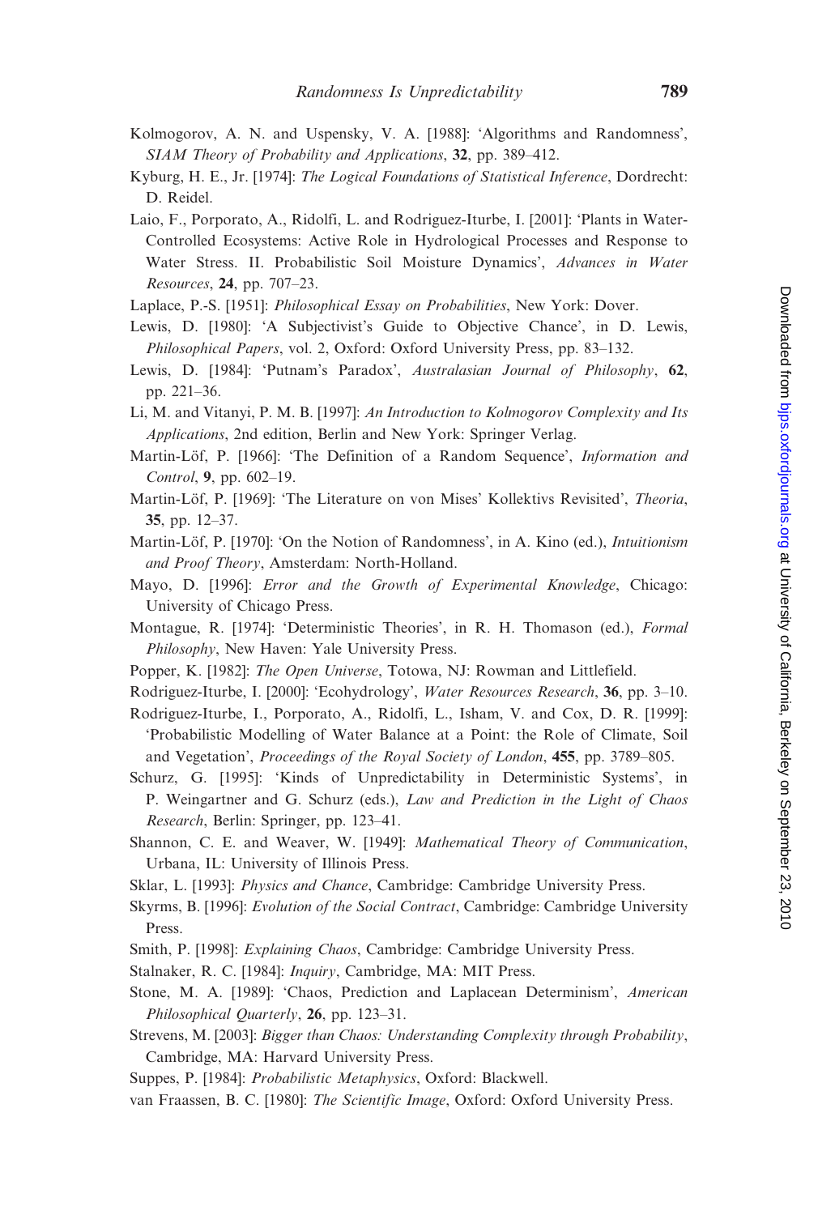Kolmogorov, A. N. and Uspensky, V. A. [1988]: 'Algorithms and Randomness', *SIAM Theory of Probability and Applications*, **32**, pp. 389–412.

Kyburg, H. E., Jr. [1974]: *The Logical Foundations of Statistical Inference*, Dordrecht: D. Reidel.

Laio, F., Porporato, A., Ridolfi, L. and Rodriguez-Iturbe, I. [2001]: 'Plants in Water-Controlled Ecosystems: Active Role in Hydrological Processes and Response to Water Stress. II. Probabilistic Soil Moisture Dynamics', *Advances in Water Resources*, **24**, pp. 707–23.

Laplace, P.-S. [1951]: *Philosophical Essay on Probabilities*, New York: Dover.

Lewis, D. [1980]: 'A Subjectivist's Guide to Objective Chance', in D. Lewis, *Philosophical Papers*, vol. 2, Oxford: Oxford University Press, pp. 83–132.

Lewis, D. [1984]: 'Putnam's Paradox', *Australasian Journal of Philosophy*, **62**, pp. 221–36.

Li, M. and Vitanyi, P. M. B. [1997]: *An Introduction to Kolmogorov Complexity and Its Applications*, 2nd edition, Berlin and New York: Springer Verlag.

Martin-Löf, P. [1966]: 'The Definition of a Random Sequence', *Information and Control*, **9**, pp. 602–19.

Martin-Löf, P. [1969]: 'The Literature on von Mises' Kollektivs Revisited', *Theoria*, **35**, pp. 12–37.

Martin-Löf, P. [1970]: 'On the Notion of Randomness', in A. Kino (ed.), *Intuitionism and Proof Theory*, Amsterdam: North-Holland.

Mayo, D. [1996]: *Error and the Growth of Experimental Knowledge*, Chicago: University of Chicago Press.

Montague, R. [1974]: 'Deterministic Theories', in R. H. Thomason (ed.), *Formal Philosophy*, New Haven: Yale University Press.

Popper, K. [1982]: *The Open Universe*, Totowa, NJ: Rowman and Littlefield.

Rodriguez-Iturbe, I. [2000]: 'Ecohydrology', *Water Resources Research*, **36**, pp. 3–10.

Rodriguez-Iturbe, I., Porporato, A., Ridolfi, L., Isham, V. and Cox, D. R. [1999]: 'Probabilistic Modelling of Water Balance at a Point: the Role of Climate, Soil and Vegetation', *Proceedings of the Royal Society of London*, **455**, pp. 3789–805.

Schurz, G. [1995]: 'Kinds of Unpredictability in Deterministic Systems', in P. Weingartner and G. Schurz (eds.), *Law and Prediction in the Light of Chaos Research*, Berlin: Springer, pp. 123–41.

Shannon, C. E. and Weaver, W. [1949]: *Mathematical Theory of Communication*, Urbana, IL: University of Illinois Press.

Sklar, L. [1993]: *Physics and Chance*, Cambridge: Cambridge University Press.

Skyrms, B. [1996]: *Evolution of the Social Contract*, Cambridge: Cambridge University Press.

Smith, P. [1998]: *Explaining Chaos*, Cambridge: Cambridge University Press.

Stalnaker, R. C. [1984]: *Inquiry*, Cambridge, MA: MIT Press.

Stone, M. A. [1989]: 'Chaos, Prediction and Laplacean Determinism', *American Philosophical Quarterly*, **26**, pp. 123–31.

Strevens, M. [2003]: *Bigger than Chaos: Understanding Complexity through Probability*, Cambridge, MA: Harvard University Press.

Suppes, P. [1984]: *Probabilistic Metaphysics*, Oxford: Blackwell.

van Fraassen, B. C. [1980]: *The Scientific Image*, Oxford: Oxford University Press.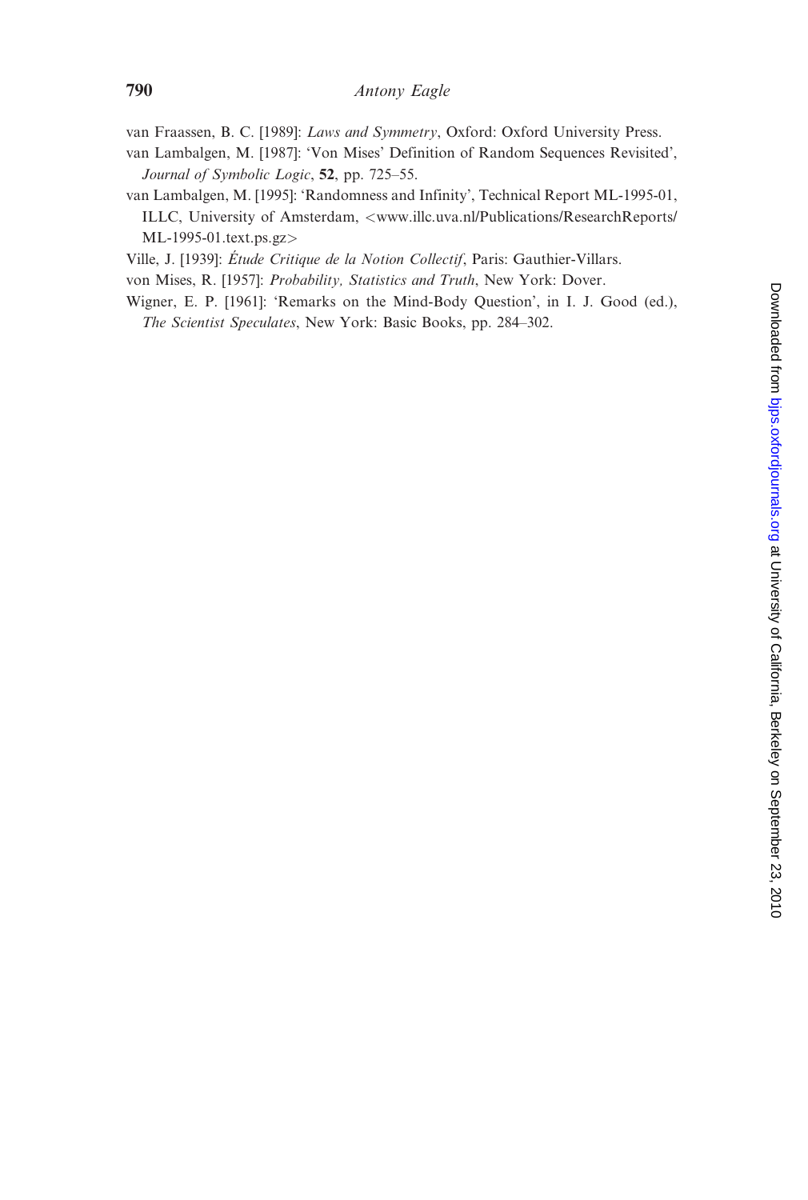van Fraassen, B. C. [1989]: *Laws and Symmetry*, Oxford: Oxford University Press.

van Lambalgen, M. [1987]: 'Von Mises' Definition of Random Sequences Revisited', *Journal of Symbolic Logic*, **52**, pp. 725–55.

van Lambalgen, M. [1995]: 'Randomness and Infinity', Technical Report ML-1995-01, ILLC, University of Amsterdam, <www.illc.uva.nl/Publications/ResearchReports/ML-1995-01.text.ps.gz>

Ville, J. [1939]: *Étude Critique de la Notion Collectif*, Paris: Gauthier-Villars.

von Mises, R. [1957]: *Probability, Statistics and Truth*, New York: Dover.

Wigner, E. P. [1961]: 'Remarks on the Mind-Body Question', in I. J. Good (ed.), *The Scientist Speculates*, New York: Basic Books, pp. 284–302.